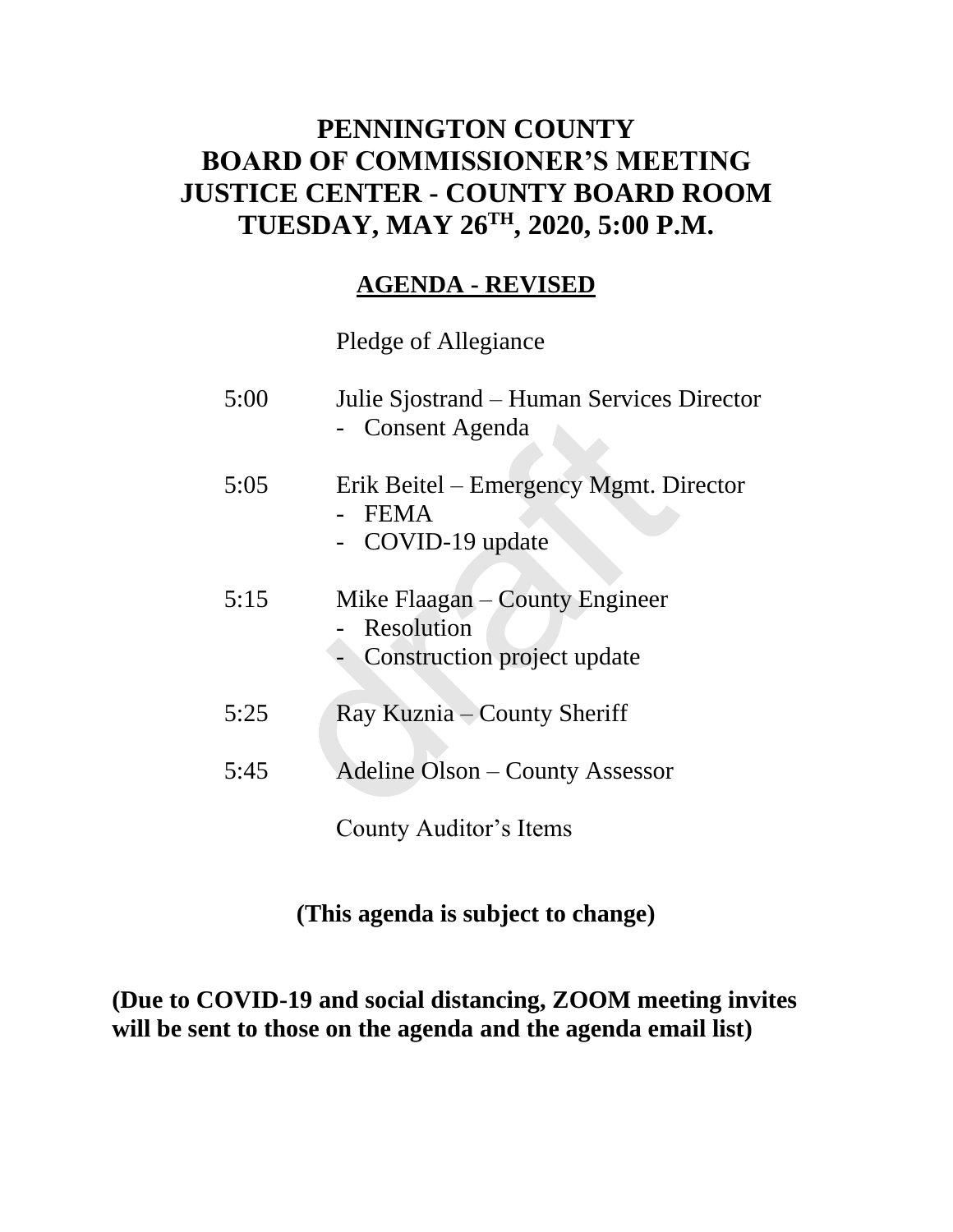# PENNINGTON COUNTY
# BOARD OF COMMISSIONER'S MEETING
# JUSTICE CENTER - COUNTY BOARD ROOM
# TUESDAY, MAY 26TH, 2020, 5:00 P.M.

## AGENDA - REVISED

Pledge of Allegiance

5:00 Julie Sjostrand – Human Services Director
- Consent Agenda

5:05 Erik Beitel – Emergency Mgmt. Director
- FEMA
- COVID-19 update

5:15 Mike Flaagan – County Engineer
- Resolution
- Construction project update

5:25 Ray Kuznia – County Sheriff

5:45 Adeline Olson – County Assessor

County Auditor's Items

**(This agenda is subject to change)**

**(Due to COVID-19 and social distancing, ZOOM meeting invites will be sent to those on the agenda and the agenda email list)**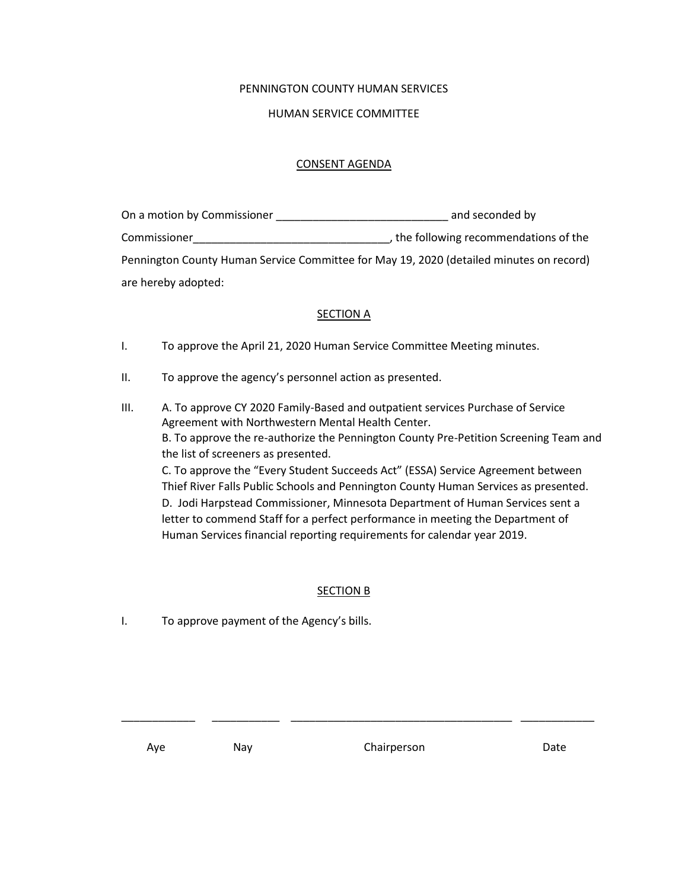PENNINGTON COUNTY HUMAN SERVICES

HUMAN SERVICE COMMITTEE

<u>CONSENT AGENDA</u>

On a motion by Commissioner ___________________________ and seconded by Commissioner________________________________, the following recommendations of the Pennington County Human Service Committee for May 19, 2020 (detailed minutes on record) are hereby adopted:

<u>SECTION A</u>

I. To approve the April 21, 2020 Human Service Committee Meeting minutes.

II. To approve the agency's personnel action as presented.

III. A. To approve CY 2020 Family-Based and outpatient services Purchase of Service Agreement with Northwestern Mental Health Center.
B. To approve the re-authorize the Pennington County Pre-Petition Screening Team and the list of screeners as presented.
C. To approve the "Every Student Succeeds Act" (ESSA) Service Agreement between Thief River Falls Public Schools and Pennington County Human Services as presented.
D. Jodi Harpstead Commissioner, Minnesota Department of Human Services sent a letter to commend Staff for a perfect performance in meeting the Department of Human Services financial reporting requirements for calendar year 2019.

<u>SECTION B</u>

I. To approve payment of the Agency's bills.

| ____________ | ___________ | ____________________________________ | ____________ |
|---|---|---|---|
| Aye | Nay | Chairperson | Date |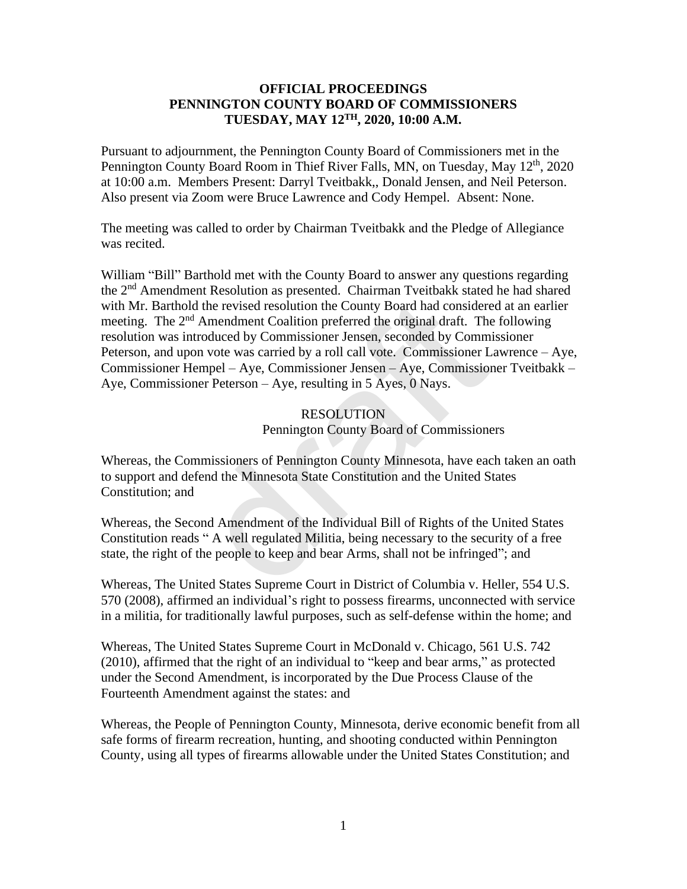**OFFICIAL PROCEEDINGS**
**PENNINGTON COUNTY BOARD OF COMMISSIONERS**
**TUESDAY, MAY 12TH, 2020, 10:00 A.M.**

Pursuant to adjournment, the Pennington County Board of Commissioners met in the Pennington County Board Room in Thief River Falls, MN, on Tuesday, May 12th, 2020 at 10:00 a.m. Members Present: Darryl Tveitbakk,, Donald Jensen, and Neil Peterson. Also present via Zoom were Bruce Lawrence and Cody Hempel. Absent: None.

The meeting was called to order by Chairman Tveitbakk and the Pledge of Allegiance was recited.

William "Bill" Barthold met with the County Board to answer any questions regarding the 2nd Amendment Resolution as presented. Chairman Tveitbakk stated he had shared with Mr. Barthold the revised resolution the County Board had considered at an earlier meeting. The 2nd Amendment Coalition preferred the original draft. The following resolution was introduced by Commissioner Jensen, seconded by Commissioner Peterson, and upon vote was carried by a roll call vote. Commissioner Lawrence – Aye, Commissioner Hempel – Aye, Commissioner Jensen – Aye, Commissioner Tveitbakk – Aye, Commissioner Peterson – Aye, resulting in 5 Ayes, 0 Nays.

RESOLUTION
Pennington County Board of Commissioners

Whereas, the Commissioners of Pennington County Minnesota, have each taken an oath to support and defend the Minnesota State Constitution and the United States Constitution; and

Whereas, the Second Amendment of the Individual Bill of Rights of the United States Constitution reads " A well regulated Militia, being necessary to the security of a free state, the right of the people to keep and bear Arms, shall not be infringed"; and

Whereas, The United States Supreme Court in District of Columbia v. Heller, 554 U.S. 570 (2008), affirmed an individual's right to possess firearms, unconnected with service in a militia, for traditionally lawful purposes, such as self-defense within the home; and

Whereas, The United States Supreme Court in McDonald v. Chicago, 561 U.S. 742 (2010), affirmed that the right of an individual to "keep and bear arms," as protected under the Second Amendment, is incorporated by the Due Process Clause of the Fourteenth Amendment against the states: and

Whereas, the People of Pennington County, Minnesota, derive economic benefit from all safe forms of firearm recreation, hunting, and shooting conducted within Pennington County, using all types of firearms allowable under the United States Constitution; and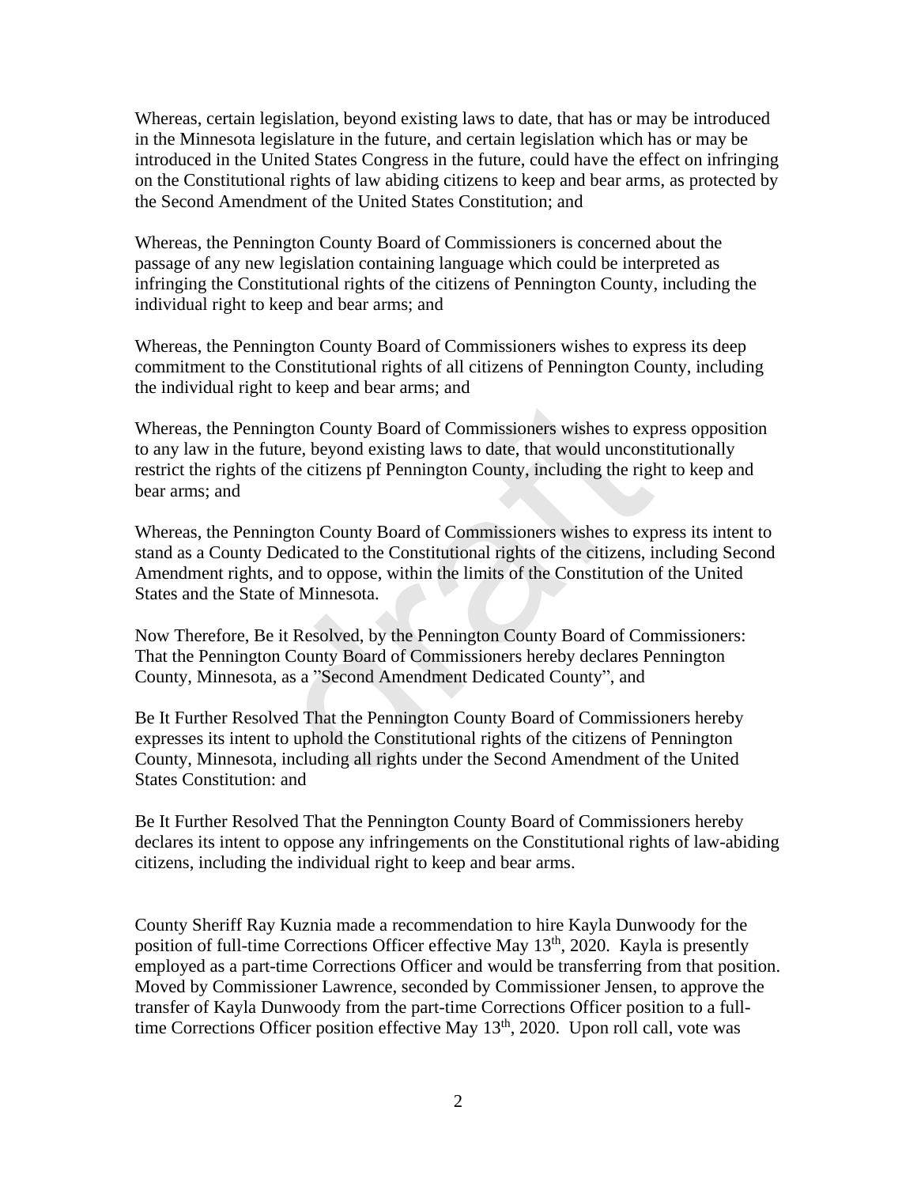Whereas, certain legislation, beyond existing laws to date, that has or may be introduced in the Minnesota legislature in the future, and certain legislation which has or may be introduced in the United States Congress in the future, could have the effect on infringing on the Constitutional rights of law abiding citizens to keep and bear arms, as protected by the Second Amendment of the United States Constitution; and

Whereas, the Pennington County Board of Commissioners is concerned about the passage of any new legislation containing language which could be interpreted as infringing the Constitutional rights of the citizens of Pennington County, including the individual right to keep and bear arms; and

Whereas, the Pennington County Board of Commissioners wishes to express its deep commitment to the Constitutional rights of all citizens of Pennington County, including the individual right to keep and bear arms; and

Whereas, the Pennington County Board of Commissioners wishes to express opposition to any law in the future, beyond existing laws to date, that would unconstitutionally restrict the rights of the citizens pf Pennington County, including the right to keep and bear arms; and

Whereas, the Pennington County Board of Commissioners wishes to express its intent to stand as a County Dedicated to the Constitutional rights of the citizens, including Second Amendment rights, and to oppose, within the limits of the Constitution of the United States and the State of Minnesota.

Now Therefore, Be it Resolved, by the Pennington County Board of Commissioners: That the Pennington County Board of Commissioners hereby declares Pennington County, Minnesota, as a "Second Amendment Dedicated County", and

Be It Further Resolved That the Pennington County Board of Commissioners hereby expresses its intent to uphold the Constitutional rights of the citizens of Pennington County, Minnesota, including all rights under the Second Amendment of the United States Constitution: and

Be It Further Resolved That the Pennington County Board of Commissioners hereby declares its intent to oppose any infringements on the Constitutional rights of law-abiding citizens, including the individual right to keep and bear arms.

County Sheriff Ray Kuznia made a recommendation to hire Kayla Dunwoody for the position of full-time Corrections Officer effective May 13th, 2020. Kayla is presently employed as a part-time Corrections Officer and would be transferring from that position. Moved by Commissioner Lawrence, seconded by Commissioner Jensen, to approve the transfer of Kayla Dunwoody from the part-time Corrections Officer position to a full-time Corrections Officer position effective May 13th, 2020. Upon roll call, vote was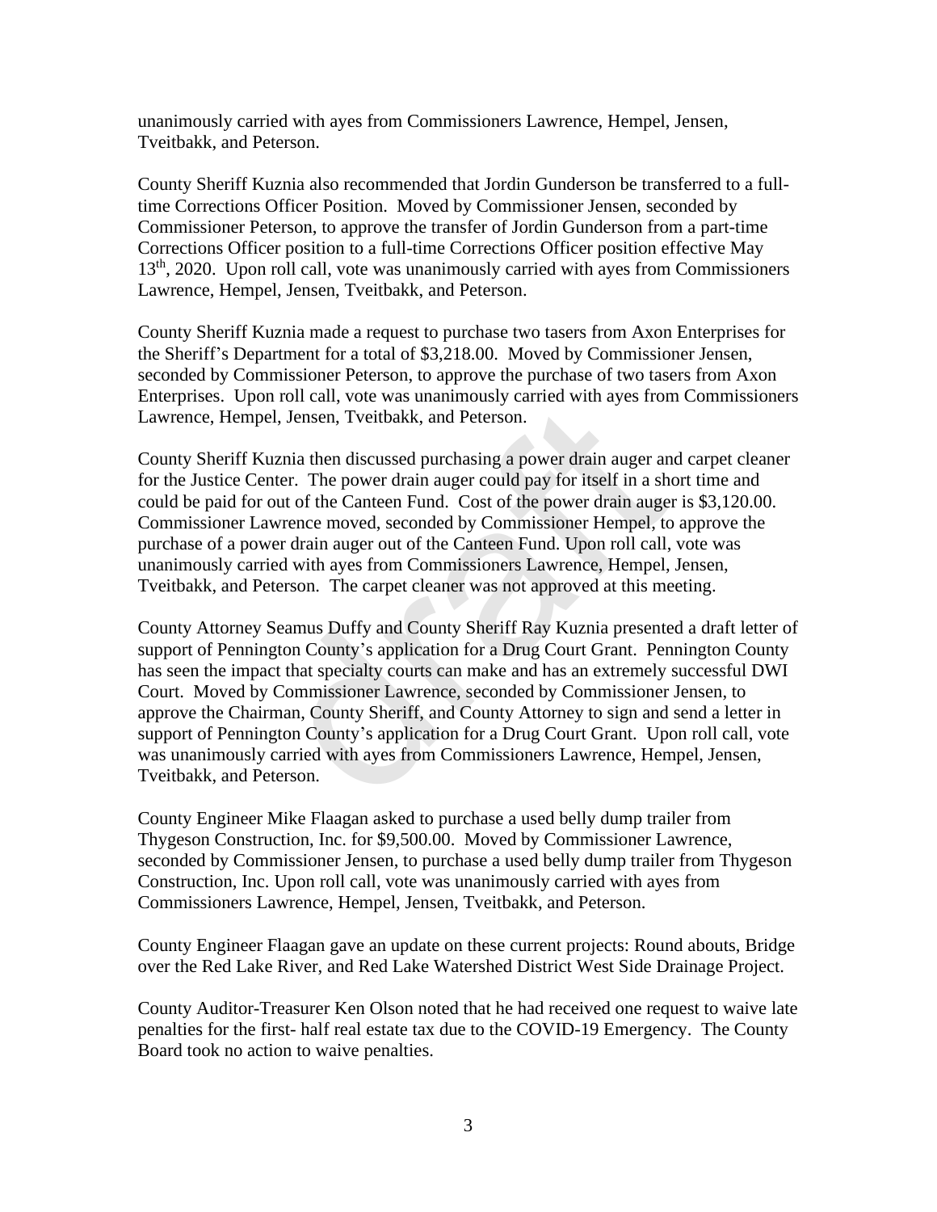unanimously carried with ayes from Commissioners Lawrence, Hempel, Jensen, Tveitbakk, and Peterson.

County Sheriff Kuznia also recommended that Jordin Gunderson be transferred to a full-time Corrections Officer Position. Moved by Commissioner Jensen, seconded by Commissioner Peterson, to approve the transfer of Jordin Gunderson from a part-time Corrections Officer position to a full-time Corrections Officer position effective May 13th, 2020. Upon roll call, vote was unanimously carried with ayes from Commissioners Lawrence, Hempel, Jensen, Tveitbakk, and Peterson.

County Sheriff Kuznia made a request to purchase two tasers from Axon Enterprises for the Sheriff's Department for a total of $3,218.00. Moved by Commissioner Jensen, seconded by Commissioner Peterson, to approve the purchase of two tasers from Axon Enterprises. Upon roll call, vote was unanimously carried with ayes from Commissioners Lawrence, Hempel, Jensen, Tveitbakk, and Peterson.

County Sheriff Kuznia then discussed purchasing a power drain auger and carpet cleaner for the Justice Center. The power drain auger could pay for itself in a short time and could be paid for out of the Canteen Fund. Cost of the power drain auger is $3,120.00. Commissioner Lawrence moved, seconded by Commissioner Hempel, to approve the purchase of a power drain auger out of the Canteen Fund. Upon roll call, vote was unanimously carried with ayes from Commissioners Lawrence, Hempel, Jensen, Tveitbakk, and Peterson. The carpet cleaner was not approved at this meeting.

County Attorney Seamus Duffy and County Sheriff Ray Kuznia presented a draft letter of support of Pennington County's application for a Drug Court Grant. Pennington County has seen the impact that specialty courts can make and has an extremely successful DWI Court. Moved by Commissioner Lawrence, seconded by Commissioner Jensen, to approve the Chairman, County Sheriff, and County Attorney to sign and send a letter in support of Pennington County's application for a Drug Court Grant. Upon roll call, vote was unanimously carried with ayes from Commissioners Lawrence, Hempel, Jensen, Tveitbakk, and Peterson.

County Engineer Mike Flaagan asked to purchase a used belly dump trailer from Thygeson Construction, Inc. for $9,500.00. Moved by Commissioner Lawrence, seconded by Commissioner Jensen, to purchase a used belly dump trailer from Thygeson Construction, Inc. Upon roll call, vote was unanimously carried with ayes from Commissioners Lawrence, Hempel, Jensen, Tveitbakk, and Peterson.

County Engineer Flaagan gave an update on these current projects: Round abouts, Bridge over the Red Lake River, and Red Lake Watershed District West Side Drainage Project.

County Auditor-Treasurer Ken Olson noted that he had received one request to waive late penalties for the first- half real estate tax due to the COVID-19 Emergency. The County Board took no action to waive penalties.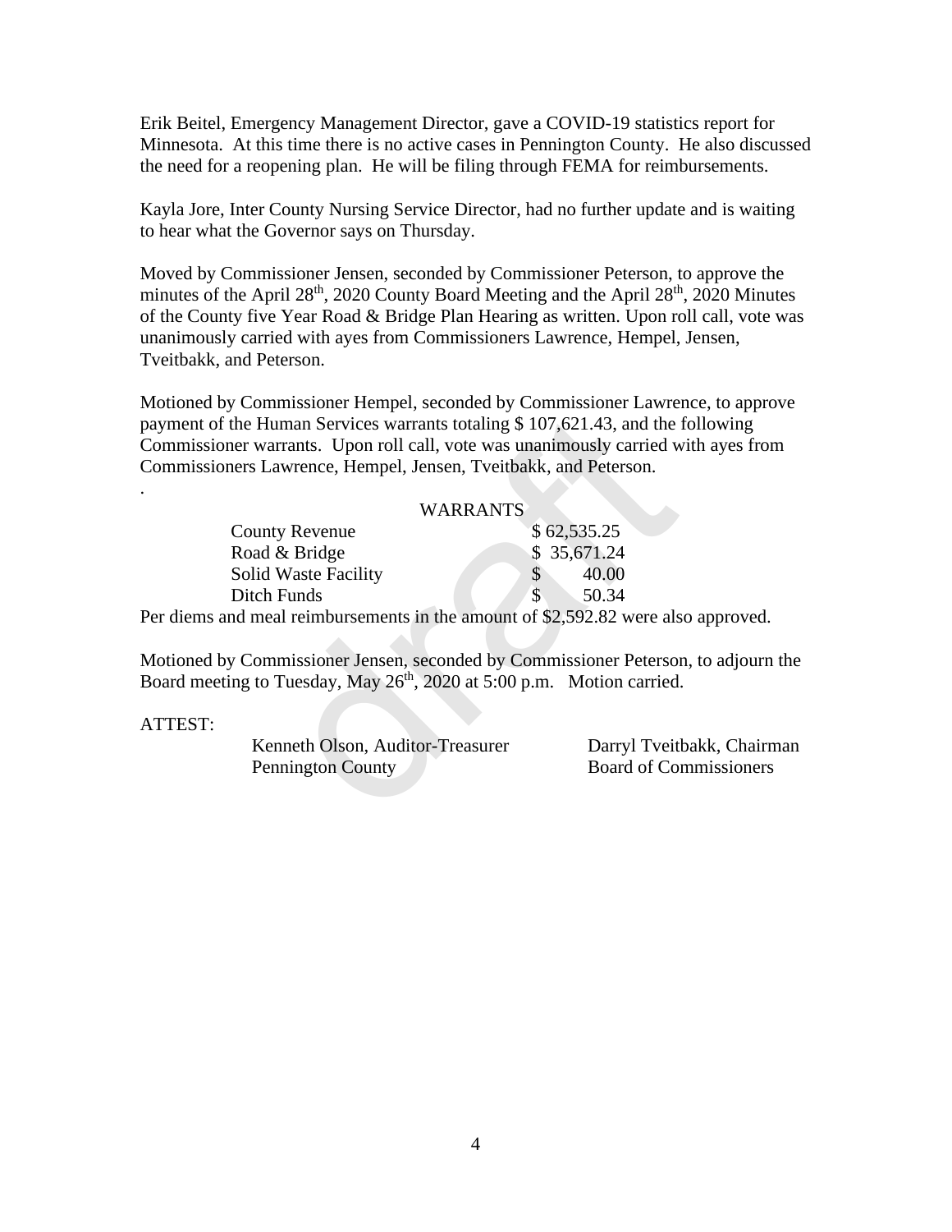Erik Beitel, Emergency Management Director, gave a COVID-19 statistics report for Minnesota. At this time there is no active cases in Pennington County. He also discussed the need for a reopening plan. He will be filing through FEMA for reimbursements.

Kayla Jore, Inter County Nursing Service Director, had no further update and is waiting to hear what the Governor says on Thursday.

Moved by Commissioner Jensen, seconded by Commissioner Peterson, to approve the minutes of the April 28th, 2020 County Board Meeting and the April 28th, 2020 Minutes of the County five Year Road & Bridge Plan Hearing as written. Upon roll call, vote was unanimously carried with ayes from Commissioners Lawrence, Hempel, Jensen, Tveitbakk, and Peterson.

Motioned by Commissioner Hempel, seconded by Commissioner Lawrence, to approve payment of the Human Services warrants totaling $ 107,621.43, and the following Commissioner warrants. Upon roll call, vote was unanimously carried with ayes from Commissioners Lawrence, Hempel, Jensen, Tveitbakk, and Peterson.

.

WARRANTS

| | |
|---|---|
| County Revenue | $ 62,535.25 |
| Road & Bridge | $ 35,671.24 |
| Solid Waste Facility | $ 40.00 |
| Ditch Funds | $ 50.34 |

Per diems and meal reimbursements in the amount of $2,592.82 were also approved.

Motioned by Commissioner Jensen, seconded by Commissioner Peterson, to adjourn the Board meeting to Tuesday, May 26th, 2020 at 5:00 p.m. Motion carried.

ATTEST:

Kenneth Olson, Auditor-Treasurer
Pennington County

Darryl Tveitbakk, Chairman
Board of Commissioners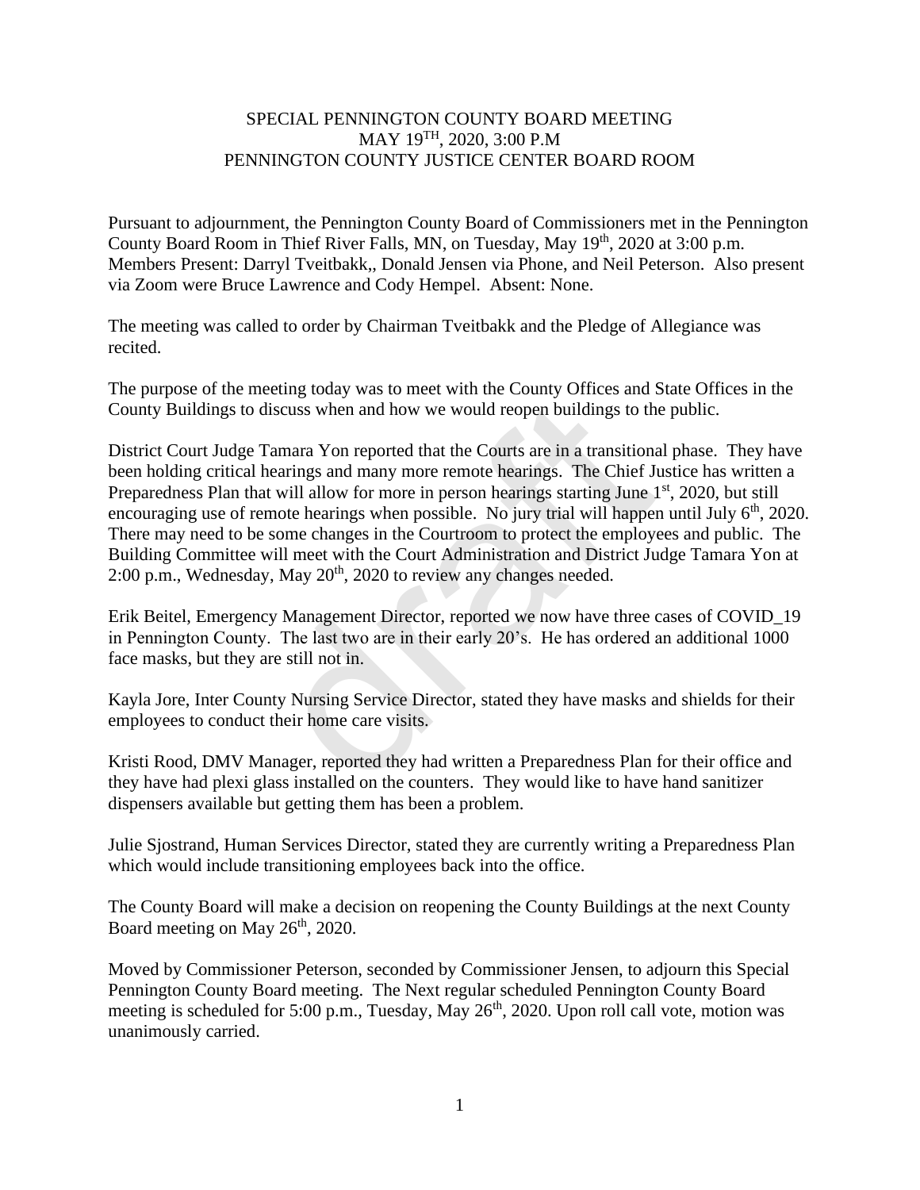# SPECIAL PENNINGTON COUNTY BOARD MEETING
# MAY 19TH, 2020, 3:00 P.M
# PENNINGTON COUNTY JUSTICE CENTER BOARD ROOM

Pursuant to adjournment, the Pennington County Board of Commissioners met in the Pennington County Board Room in Thief River Falls, MN, on Tuesday, May 19th, 2020 at 3:00 p.m. Members Present: Darryl Tveitbakk,, Donald Jensen via Phone, and Neil Peterson. Also present via Zoom were Bruce Lawrence and Cody Hempel. Absent: None.

The meeting was called to order by Chairman Tveitbakk and the Pledge of Allegiance was recited.

The purpose of the meeting today was to meet with the County Offices and State Offices in the County Buildings to discuss when and how we would reopen buildings to the public.

District Court Judge Tamara Yon reported that the Courts are in a transitional phase. They have been holding critical hearings and many more remote hearings. The Chief Justice has written a Preparedness Plan that will allow for more in person hearings starting June 1st, 2020, but still encouraging use of remote hearings when possible. No jury trial will happen until July 6th, 2020. There may need to be some changes in the Courtroom to protect the employees and public. The Building Committee will meet with the Court Administration and District Judge Tamara Yon at 2:00 p.m., Wednesday, May 20th, 2020 to review any changes needed.

Erik Beitel, Emergency Management Director, reported we now have three cases of COVID_19 in Pennington County. The last two are in their early 20's. He has ordered an additional 1000 face masks, but they are still not in.

Kayla Jore, Inter County Nursing Service Director, stated they have masks and shields for their employees to conduct their home care visits.

Kristi Rood, DMV Manager, reported they had written a Preparedness Plan for their office and they have had plexi glass installed on the counters. They would like to have hand sanitizer dispensers available but getting them has been a problem.

Julie Sjostrand, Human Services Director, stated they are currently writing a Preparedness Plan which would include transitioning employees back into the office.

The County Board will make a decision on reopening the County Buildings at the next County Board meeting on May 26th, 2020.

Moved by Commissioner Peterson, seconded by Commissioner Jensen, to adjourn this Special Pennington County Board meeting. The Next regular scheduled Pennington County Board meeting is scheduled for 5:00 p.m., Tuesday, May 26th, 2020. Upon roll call vote, motion was unanimously carried.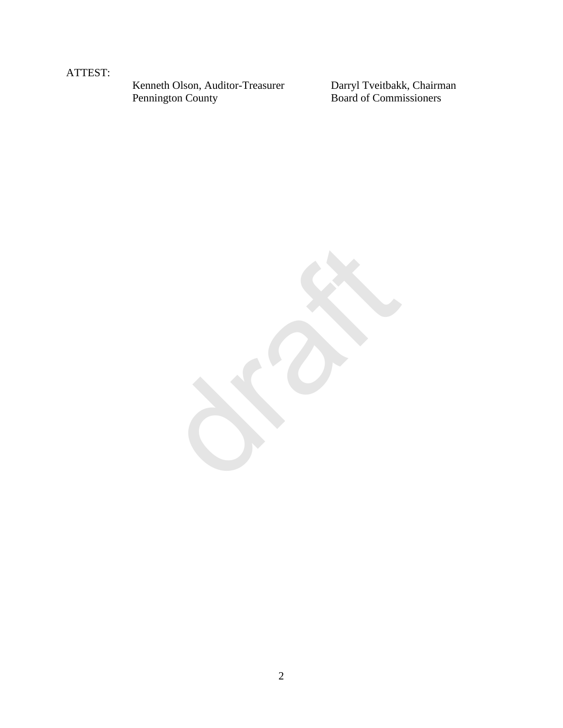ATTEST:

| Kenneth Olson, Auditor-Treasurer | Darryl Tveitbakk, Chairman |
|---|---|
| Pennington County | Board of Commissioners |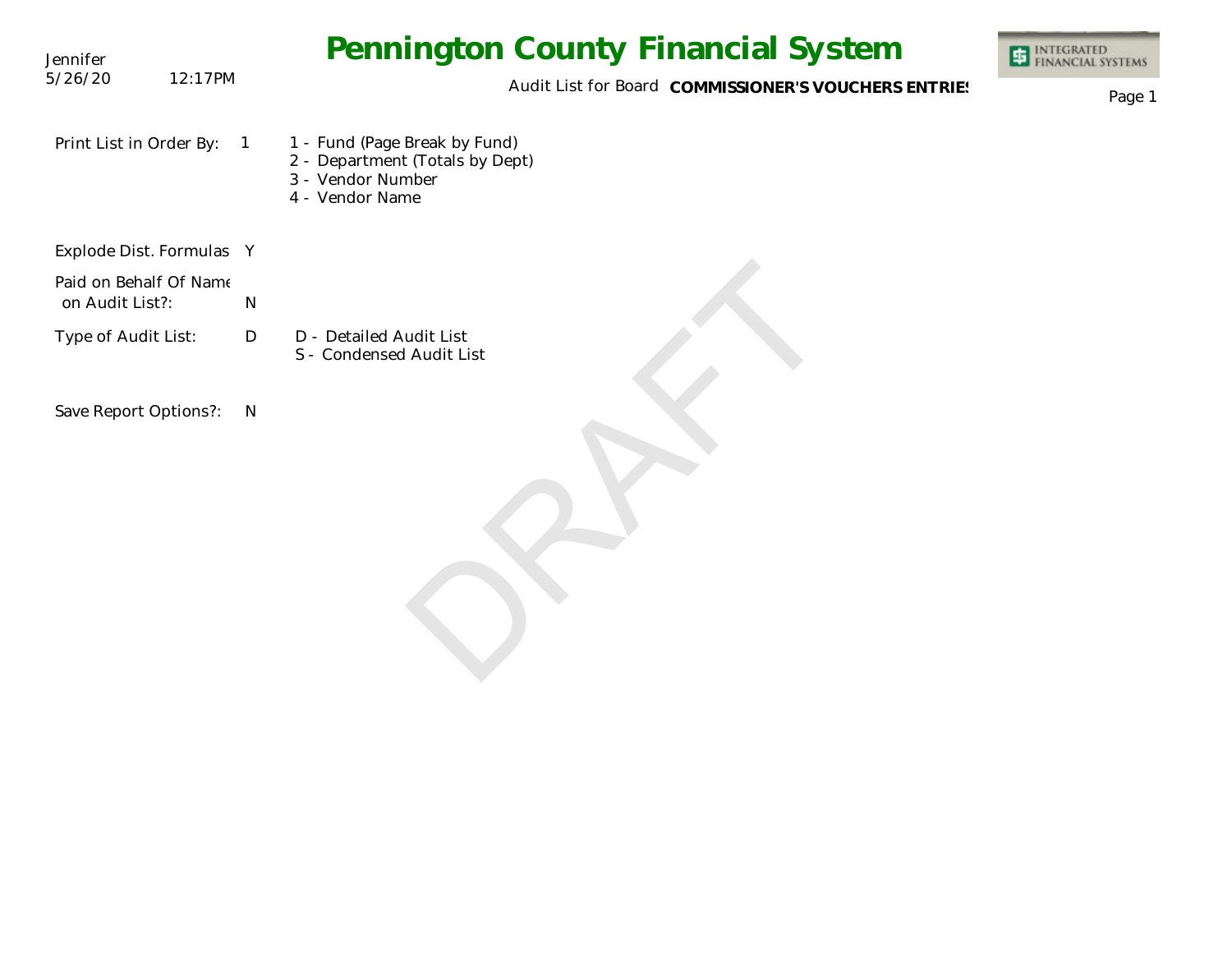# Pennington County Financial System

Jennifer
5/26/20 12:17PM

Audit List for Board **COMMISSIONER'S VOUCHERS ENTRIES**

Print List in Order By: 1

- 1 - Fund (Page Break by Fund)
- 2 - Department (Totals by Dept)
- 3 - Vendor Number
- 4 - Vendor Name

Explode Dist. Formulas Y

Paid on Behalf Of Name on Audit List?: N

Type of Audit List: D

- D - Detailed Audit List
- S - Condensed Audit List

Save Report Options?: N

DRAFT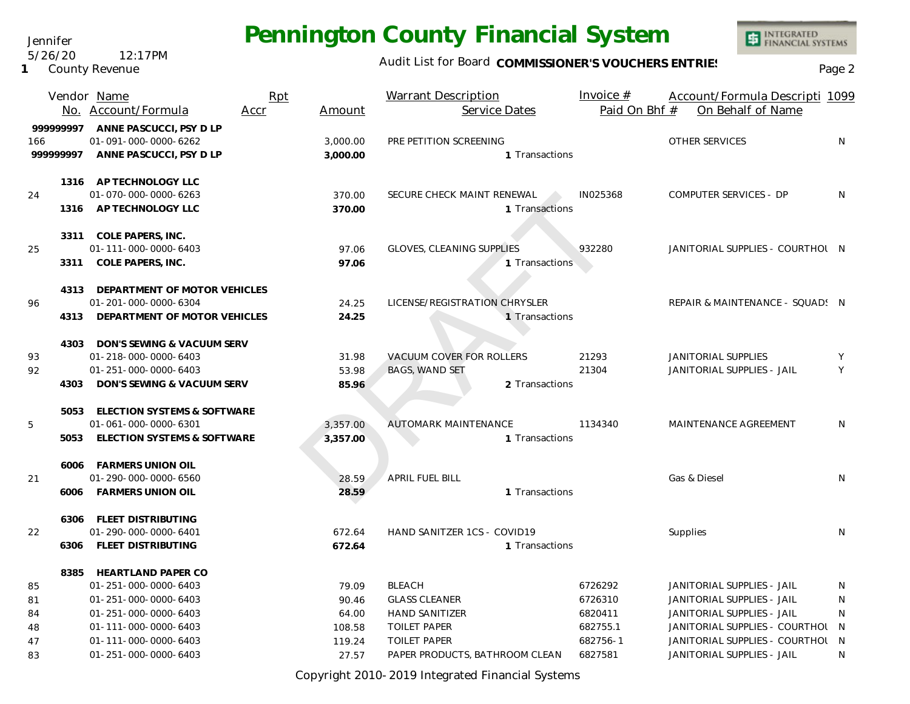# Pennington County Financial System

Jennifer
5/26/20 12:17PM
1 County Revenue

Audit List for Board **COMMISSIONER'S VOUCHERS ENTRIES**

| Vendor No. | Name / Account/Formula | Rpt Accr | Amount | Warrant Description / Service Dates | Invoice # / Paid On Bhf # | Account/Formula Description / On Behalf of Name | 1099 |
|---|---|---|---|---|---|---|---|
| **999999997** | **ANNE PASCUCCI, PSY D LP** | | | | | | |
| 166 | 01-091-000-0000-6262 | | 3,000.00 | PRE PETITION SCREENING | | OTHER SERVICES | N |
| **999999997** | **ANNE PASCUCCI, PSY D LP** | | **3,000.00** | 1 Transactions | | | |
| **1316** | **AP TECHNOLOGY LLC** | | | | | | |
| 24 | 01-070-000-0000-6263 | | 370.00 | SECURE CHECK MAINT RENEWAL | IN025368 | COMPUTER SERVICES - DP | N |
| **1316** | **AP TECHNOLOGY LLC** | | **370.00** | 1 Transactions | | | |
| **3311** | **COLE PAPERS, INC.** | | | | | | |
| 25 | 01-111-000-0000-6403 | | 97.06 | GLOVES, CLEANING SUPPLIES | 932280 | JANITORIAL SUPPLIES - COURTHOU | N |
| **3311** | **COLE PAPERS, INC.** | | **97.06** | 1 Transactions | | | |
| **4313** | **DEPARTMENT OF MOTOR VEHICLES** | | | | | | |
| 96 | 01-201-000-0000-6304 | | 24.25 | LICENSE/REGISTRATION CHRYSLER | | REPAIR & MAINTENANCE - SQUADS | N |
| **4313** | **DEPARTMENT OF MOTOR VEHICLES** | | **24.25** | 1 Transactions | | | |
| **4303** | **DON'S SEWING & VACUUM SERV** | | | | | | |
| 93 | 01-218-000-0000-6403 | | 31.98 | VACUUM COVER FOR ROLLERS | 21293 | JANITORIAL SUPPLIES | Y |
| 92 | 01-251-000-0000-6403 | | 53.98 | BAGS, WAND SET | 21304 | JANITORIAL SUPPLIES - JAIL | Y |
| **4303** | **DON'S SEWING & VACUUM SERV** | | **85.96** | 2 Transactions | | | |
| **5053** | **ELECTION SYSTEMS & SOFTWARE** | | | | | | |
| 5 | 01-061-000-0000-6301 | | 3,357.00 | AUTOMARK MAINTENANCE | 1134340 | MAINTENANCE AGREEMENT | N |
| **5053** | **ELECTION SYSTEMS & SOFTWARE** | | **3,357.00** | 1 Transactions | | | |
| **6006** | **FARMERS UNION OIL** | | | | | | |
| 21 | 01-290-000-0000-6560 | | 28.59 | APRIL FUEL BILL | | Gas & Diesel | N |
| **6006** | **FARMERS UNION OIL** | | **28.59** | 1 Transactions | | | |
| **6306** | **FLEET DISTRIBUTING** | | | | | | |
| 22 | 01-290-000-0000-6401 | | 672.64 | HAND SANITZER 1CS - COVID19 | | Supplies | N |
| **6306** | **FLEET DISTRIBUTING** | | **672.64** | 1 Transactions | | | |
| **8385** | **HEARTLAND PAPER CO** | | | | | | |
| 85 | 01-251-000-0000-6403 | | 79.09 | BLEACH | 6726292 | JANITORIAL SUPPLIES - JAIL | N |
| 81 | 01-251-000-0000-6403 | | 90.46 | GLASS CLEANER | 6726310 | JANITORIAL SUPPLIES - JAIL | N |
| 84 | 01-251-000-0000-6403 | | 64.00 | HAND SANITIZER | 6820411 | JANITORIAL SUPPLIES - JAIL | N |
| 48 | 01-111-000-0000-6403 | | 108.58 | TOILET PAPER | 682755.1 | JANITORIAL SUPPLIES - COURTHOU | N |
| 47 | 01-111-000-0000-6403 | | 119.24 | TOILET PAPER | 682756-1 | JANITORIAL SUPPLIES - COURTHOU | N |
| 83 | 01-251-000-0000-6403 | | 27.57 | PAPER PRODUCTS, BATHROOM CLEAN | 6827581 | JANITORIAL SUPPLIES - JAIL | N |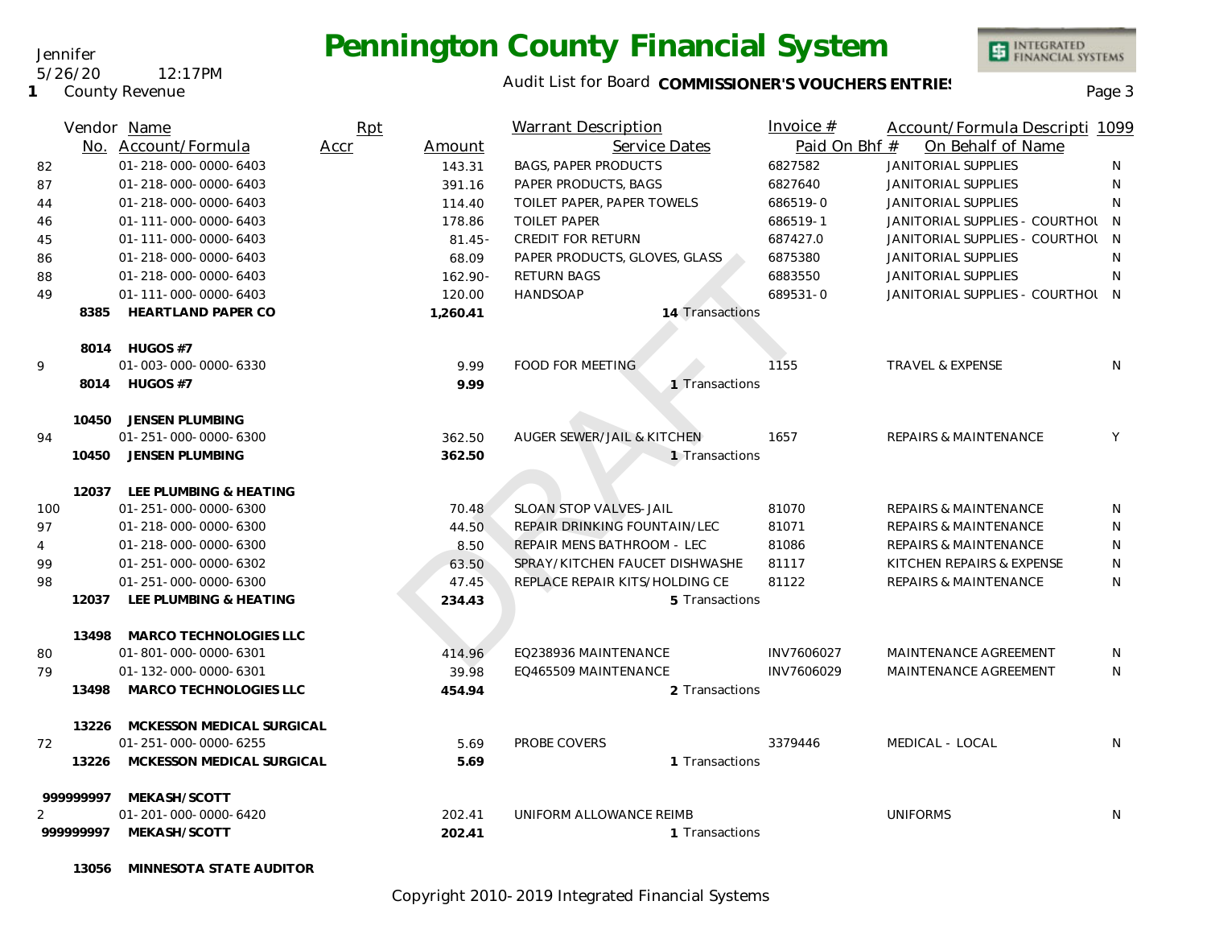Jennifer
5/26/20 12:17PM
1 County Revenue

# Pennington County Financial System

Audit List for Board **COMMISSIONER'S VOUCHERS ENTRIES**

| Vendor No. | Name / Account/Formula | Rpt Accr | Amount | Warrant Description / Service Dates | Invoice # / Paid On Bhf # | Account/Formula Description / On Behalf of Name | 1099 |
|---|---|---|---|---|---|---|---|
| 82 | 01-218-000-0000-6403 | | 143.31 | BAGS, PAPER PRODUCTS | 6827582 | JANITORIAL SUPPLIES | N |
| 87 | 01-218-000-0000-6403 | | 391.16 | PAPER PRODUCTS, BAGS | 6827640 | JANITORIAL SUPPLIES | N |
| 44 | 01-218-000-0000-6403 | | 114.40 | TOILET PAPER, PAPER TOWELS | 686519-0 | JANITORIAL SUPPLIES | N |
| 46 | 01-111-000-0000-6403 | | 178.86 | TOILET PAPER | 686519-1 | JANITORIAL SUPPLIES - COURTHOU | N |
| 45 | 01-111-000-0000-6403 | | 81.45- | CREDIT FOR RETURN | 687427.0 | JANITORIAL SUPPLIES - COURTHOU | N |
| 86 | 01-218-000-0000-6403 | | 68.09 | PAPER PRODUCTS, GLOVES, GLASS | 6875380 | JANITORIAL SUPPLIES | N |
| 88 | 01-218-000-0000-6403 | | 162.90- | RETURN BAGS | 6883550 | JANITORIAL SUPPLIES | N |
| 49 | 01-111-000-0000-6403 | | 120.00 | HANDSOAP | 689531-0 | JANITORIAL SUPPLIES - COURTHOU | N |
| **8385** | **HEARTLAND PAPER CO** | | **1,260.41** | 14 Transactions | | | |
| **8014** | **HUGOS #7** | | | | | | |
| 9 | 01-003-000-0000-6330 | | 9.99 | FOOD FOR MEETING | 1155 | TRAVEL & EXPENSE | N |
| **8014** | **HUGOS #7** | | **9.99** | 1 Transactions | | | |
| **10450** | **JENSEN PLUMBING** | | | | | | |
| 94 | 01-251-000-0000-6300 | | 362.50 | AUGER SEWER/JAIL & KITCHEN | 1657 | REPAIRS & MAINTENANCE | Y |
| **10450** | **JENSEN PLUMBING** | | **362.50** | 1 Transactions | | | |
| **12037** | **LEE PLUMBING & HEATING** | | | | | | |
| 100 | 01-251-000-0000-6300 | | 70.48 | SLOAN STOP VALVES-JAIL | 81070 | REPAIRS & MAINTENANCE | N |
| 97 | 01-218-000-0000-6300 | | 44.50 | REPAIR DRINKING FOUNTAIN/LEC | 81071 | REPAIRS & MAINTENANCE | N |
| 4 | 01-218-000-0000-6300 | | 8.50 | REPAIR MENS BATHROOM - LEC | 81086 | REPAIRS & MAINTENANCE | N |
| 99 | 01-251-000-0000-6302 | | 63.50 | SPRAY/KITCHEN FAUCET DISHWASHE | 81117 | KITCHEN REPAIRS & EXPENSE | N |
| 98 | 01-251-000-0000-6300 | | 47.45 | REPLACE REPAIR KITS/HOLDING CE | 81122 | REPAIRS & MAINTENANCE | N |
| **12037** | **LEE PLUMBING & HEATING** | | **234.43** | 5 Transactions | | | |
| **13498** | **MARCO TECHNOLOGIES LLC** | | | | | | |
| 80 | 01-801-000-0000-6301 | | 414.96 | EQ238936 MAINTENANCE | INV7606027 | MAINTENANCE AGREEMENT | N |
| 79 | 01-132-000-0000-6301 | | 39.98 | EQ465509 MAINTENANCE | INV7606029 | MAINTENANCE AGREEMENT | N |
| **13498** | **MARCO TECHNOLOGIES LLC** | | **454.94** | 2 Transactions | | | |
| **13226** | **MCKESSON MEDICAL SURGICAL** | | | | | | |
| 72 | 01-251-000-0000-6255 | | 5.69 | PROBE COVERS | 3379446 | MEDICAL - LOCAL | N |
| **13226** | **MCKESSON MEDICAL SURGICAL** | | **5.69** | 1 Transactions | | | |
| **999999997** | **MEKASH/SCOTT** | | | | | | |
| 2 | 01-201-000-0000-6420 | | 202.41 | UNIFORM ALLOWANCE REIMB | | UNIFORMS | N |
| **999999997** | **MEKASH/SCOTT** | | **202.41** | 1 Transactions | | | |
| **13056** | **MINNESOTA STATE AUDITOR** | | | | | | |

Copyright 2010-2019 Integrated Financial Systems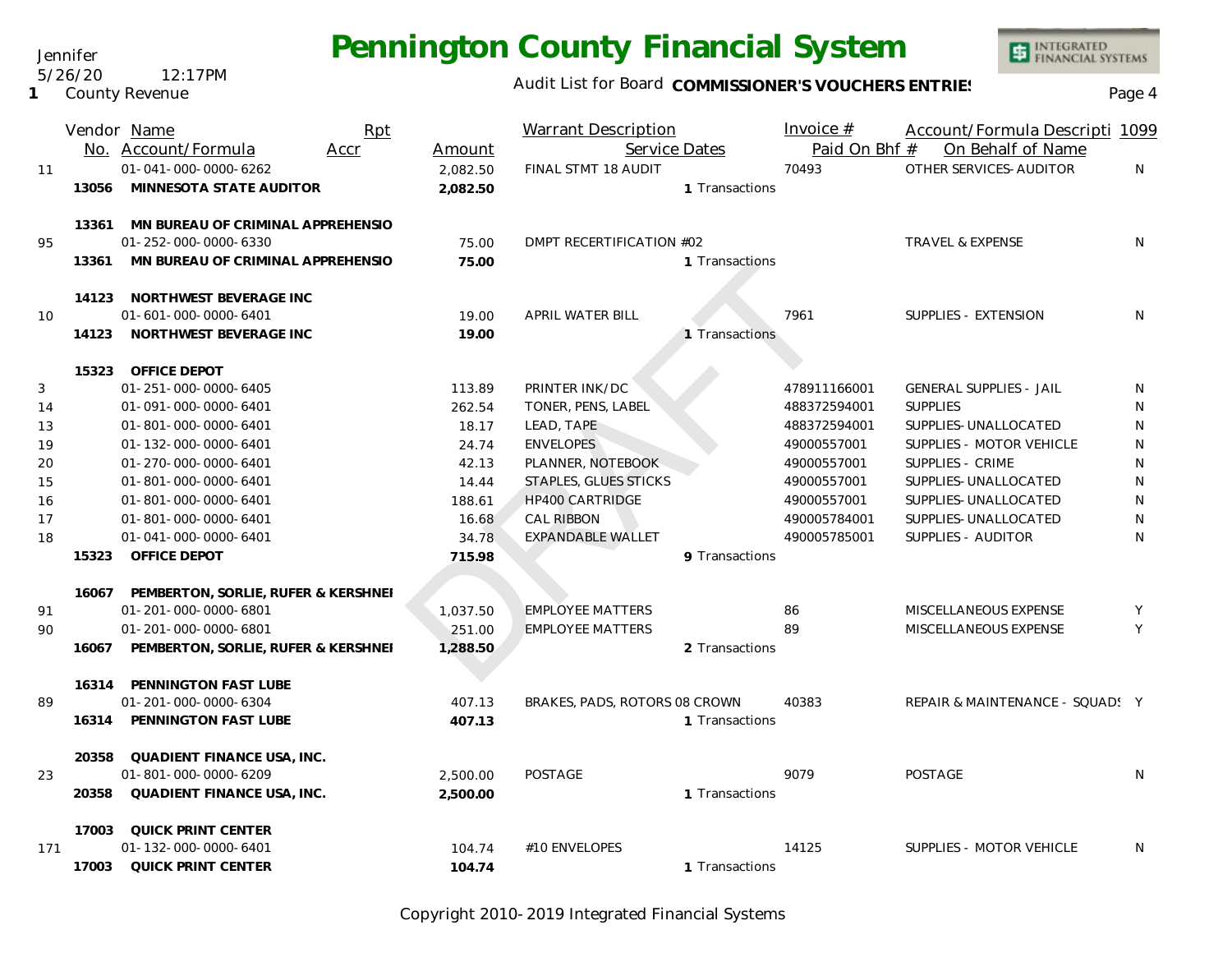Jennifer
5/26/20 12:17PM
1 County Revenue

# Pennington County Financial System

Audit List for Board **COMMISSIONER'S VOUCHERS ENTRIES**

| | Vendor No. | Name / Account/Formula | Rpt Accr | Amount | Warrant Description | Service Dates | Invoice # / Paid On Bhf # | Account/Formula Descripti / On Behalf of Name | 1099 |
|---|---|---|---|---|---|---|---|---|---|
| 11 | | 01-041-000-0000-6262 | | 2,082.50 | FINAL STMT 18 AUDIT | | 70493 | OTHER SERVICES- AUDITOR | N |
| | 13056 | **MINNESOTA STATE AUDITOR** | | **2,082.50** | | 1 Transactions | | | |
| | 13361 | MN BUREAU OF CRIMINAL APPREHENSIO | | | | | | | |
| 95 | | 01-252-000-0000-6330 | | 75.00 | DMPT RECERTIFICATION #02 | | | TRAVEL & EXPENSE | N |
| | 13361 | **MN BUREAU OF CRIMINAL APPREHENSIO** | | **75.00** | | 1 Transactions | | | |
| | 14123 | NORTHWEST BEVERAGE INC | | | | | | | |
| 10 | | 01-601-000-0000-6401 | | 19.00 | APRIL WATER BILL | | 7961 | SUPPLIES - EXTENSION | N |
| | 14123 | **NORTHWEST BEVERAGE INC** | | **19.00** | | 1 Transactions | | | |
| | 15323 | OFFICE DEPOT | | | | | | | |
| 3 | | 01-251-000-0000-6405 | | 113.89 | PRINTER INK/DC | | 478911166001 | GENERAL SUPPLIES - JAIL | N |
| 14 | | 01-091-000-0000-6401 | | 262.54 | TONER, PENS, LABEL | | 488372594001 | SUPPLIES | N |
| 13 | | 01-801-000-0000-6401 | | 18.17 | LEAD, TAPE | | 488372594001 | SUPPLIES-UNALLOCATED | N |
| 19 | | 01-132-000-0000-6401 | | 24.74 | ENVELOPES | | 49000557001 | SUPPLIES - MOTOR VEHICLE | N |
| 20 | | 01-270-000-0000-6401 | | 42.13 | PLANNER, NOTEBOOK | | 49000557001 | SUPPLIES - CRIME | N |
| 15 | | 01-801-000-0000-6401 | | 14.44 | STAPLES, GLUES STICKS | | 49000557001 | SUPPLIES-UNALLOCATED | N |
| 16 | | 01-801-000-0000-6401 | | 188.61 | HP400 CARTRIDGE | | 49000557001 | SUPPLIES-UNALLOCATED | N |
| 17 | | 01-801-000-0000-6401 | | 16.68 | CAL RIBBON | | 490005784001 | SUPPLIES-UNALLOCATED | N |
| 18 | | 01-041-000-0000-6401 | | 34.78 | EXPANDABLE WALLET | | 490005785001 | SUPPLIES - AUDITOR | N |
| | 15323 | **OFFICE DEPOT** | | **715.98** | | 9 Transactions | | | |
| | 16067 | PEMBERTON, SORLIE, RUFER & KERSHNEI | | | | | | | |
| 91 | | 01-201-000-0000-6801 | | 1,037.50 | EMPLOYEE MATTERS | | 86 | MISCELLANEOUS EXPENSE | Y |
| 90 | | 01-201-000-0000-6801 | | 251.00 | EMPLOYEE MATTERS | | 89 | MISCELLANEOUS EXPENSE | Y |
| | 16067 | **PEMBERTON, SORLIE, RUFER & KERSHNEI** | | **1,288.50** | | 2 Transactions | | | |
| | 16314 | PENNINGTON FAST LUBE | | | | | | | |
| 89 | | 01-201-000-0000-6304 | | 407.13 | BRAKES, PADS, ROTORS 08 CROWN | | 40383 | REPAIR & MAINTENANCE - SQUADS | Y |
| | 16314 | **PENNINGTON FAST LUBE** | | **407.13** | | 1 Transactions | | | |
| | 20358 | QUADIENT FINANCE USA, INC. | | | | | | | |
| 23 | | 01-801-000-0000-6209 | | 2,500.00 | POSTAGE | | 9079 | POSTAGE | N |
| | 20358 | **QUADIENT FINANCE USA, INC.** | | **2,500.00** | | 1 Transactions | | | |
| | 17003 | QUICK PRINT CENTER | | | | | | | |
| 171 | | 01-132-000-0000-6401 | | 104.74 | #10 ENVELOPES | | 14125 | SUPPLIES - MOTOR VEHICLE | N |
| | 17003 | **QUICK PRINT CENTER** | | **104.74** | | 1 Transactions | | | |

DRAFT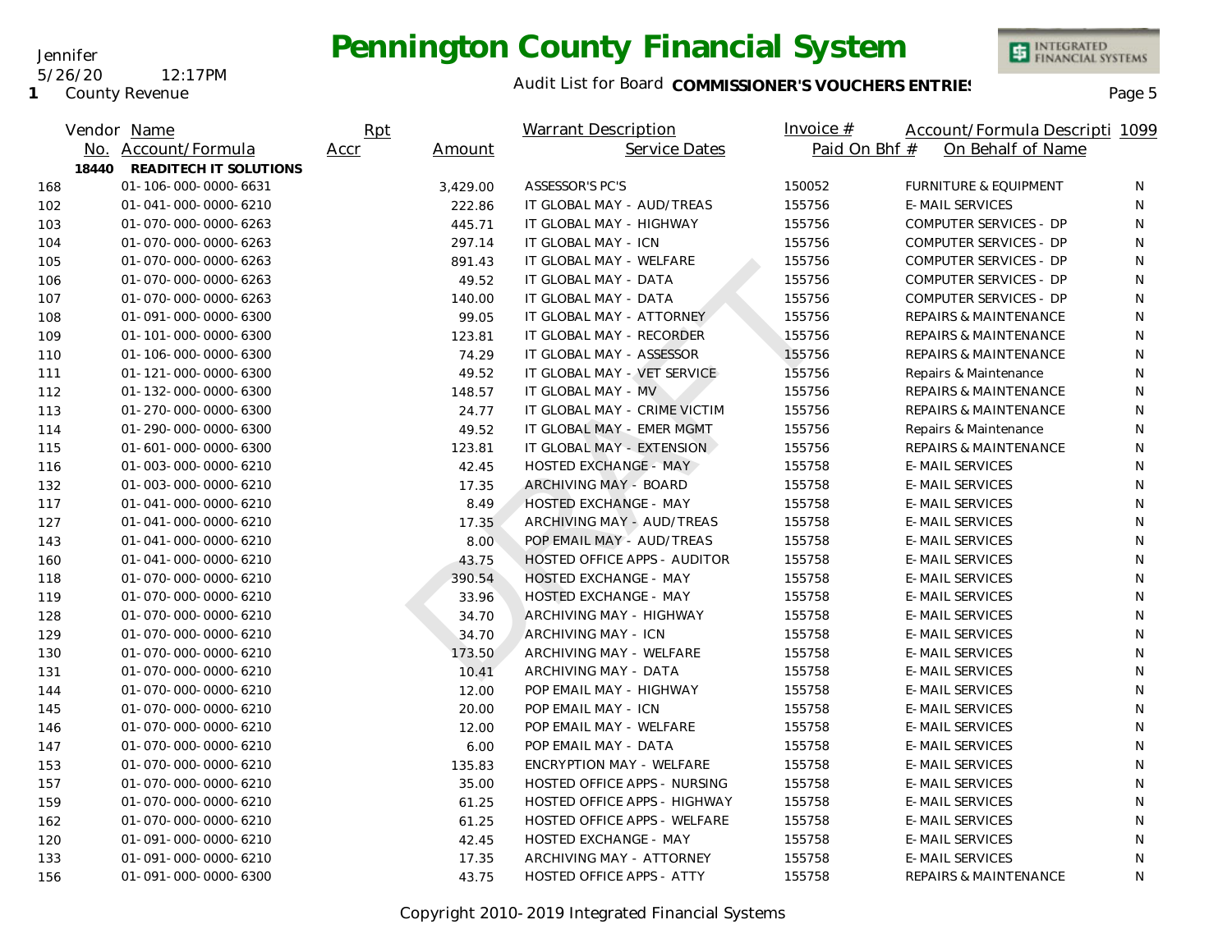# Pennington County Financial System

Jennifer
5/26/20 12:17PM
1 County Revenue

Audit List for Board **COMMISSIONER'S VOUCHERS ENTRIES**

| Vendor No. | Name / Account/Formula | Rpt Accr | Amount | Warrant Description / Service Dates | Invoice # / Paid On Bhf # | Account/Formula Description / On Behalf of Name | 1099 |
|---|---|---|---|---|---|---|---|
| 18440 | **READITECH IT SOLUTIONS** | | | | | | |
| 168 | 01-106-000-0000-6631 | | 3,429.00 | ASSESSOR'S PC'S | 150052 | FURNITURE & EQUIPMENT | N |
| 102 | 01-041-000-0000-6210 | | 222.86 | IT GLOBAL MAY - AUD/TREAS | 155756 | E-MAIL SERVICES | N |
| 103 | 01-070-000-0000-6263 | | 445.71 | IT GLOBAL MAY - HIGHWAY | 155756 | COMPUTER SERVICES - DP | N |
| 104 | 01-070-000-0000-6263 | | 297.14 | IT GLOBAL MAY - ICN | 155756 | COMPUTER SERVICES - DP | N |
| 105 | 01-070-000-0000-6263 | | 891.43 | IT GLOBAL MAY - WELFARE | 155756 | COMPUTER SERVICES - DP | N |
| 106 | 01-070-000-0000-6263 | | 49.52 | IT GLOBAL MAY - DATA | 155756 | COMPUTER SERVICES - DP | N |
| 107 | 01-070-000-0000-6263 | | 140.00 | IT GLOBAL MAY - DATA | 155756 | COMPUTER SERVICES - DP | N |
| 108 | 01-091-000-0000-6300 | | 99.05 | IT GLOBAL MAY - ATTORNEY | 155756 | REPAIRS & MAINTENANCE | N |
| 109 | 01-101-000-0000-6300 | | 123.81 | IT GLOBAL MAY - RECORDER | 155756 | REPAIRS & MAINTENANCE | N |
| 110 | 01-106-000-0000-6300 | | 74.29 | IT GLOBAL MAY - ASSESSOR | 155756 | REPAIRS & MAINTENANCE | N |
| 111 | 01-121-000-0000-6300 | | 49.52 | IT GLOBAL MAY - VET SERVICE | 155756 | Repairs & Maintenance | N |
| 112 | 01-132-000-0000-6300 | | 148.57 | IT GLOBAL MAY - MV | 155756 | REPAIRS & MAINTENANCE | N |
| 113 | 01-270-000-0000-6300 | | 24.77 | IT GLOBAL MAY - CRIME VICTIM | 155756 | REPAIRS & MAINTENANCE | N |
| 114 | 01-290-000-0000-6300 | | 49.52 | IT GLOBAL MAY - EMER MGMT | 155756 | Repairs & Maintenance | N |
| 115 | 01-601-000-0000-6300 | | 123.81 | IT GLOBAL MAY - EXTENSION | 155756 | REPAIRS & MAINTENANCE | N |
| 116 | 01-003-000-0000-6210 | | 42.45 | HOSTED EXCHANGE - MAY | 155758 | E-MAIL SERVICES | N |
| 132 | 01-003-000-0000-6210 | | 17.35 | ARCHIVING MAY - BOARD | 155758 | E-MAIL SERVICES | N |
| 117 | 01-041-000-0000-6210 | | 8.49 | HOSTED EXCHANGE - MAY | 155758 | E-MAIL SERVICES | N |
| 127 | 01-041-000-0000-6210 | | 17.35 | ARCHIVING MAY - AUD/TREAS | 155758 | E-MAIL SERVICES | N |
| 143 | 01-041-000-0000-6210 | | 8.00 | POP EMAIL MAY - AUD/TREAS | 155758 | E-MAIL SERVICES | N |
| 160 | 01-041-000-0000-6210 | | 43.75 | HOSTED OFFICE APPS - AUDITOR | 155758 | E-MAIL SERVICES | N |
| 118 | 01-070-000-0000-6210 | | 390.54 | HOSTED EXCHANGE - MAY | 155758 | E-MAIL SERVICES | N |
| 119 | 01-070-000-0000-6210 | | 33.96 | HOSTED EXCHANGE - MAY | 155758 | E-MAIL SERVICES | N |
| 128 | 01-070-000-0000-6210 | | 34.70 | ARCHIVING MAY - HIGHWAY | 155758 | E-MAIL SERVICES | N |
| 129 | 01-070-000-0000-6210 | | 34.70 | ARCHIVING MAY - ICN | 155758 | E-MAIL SERVICES | N |
| 130 | 01-070-000-0000-6210 | | 173.50 | ARCHIVING MAY - WELFARE | 155758 | E-MAIL SERVICES | N |
| 131 | 01-070-000-0000-6210 | | 10.41 | ARCHIVING MAY - DATA | 155758 | E-MAIL SERVICES | N |
| 144 | 01-070-000-0000-6210 | | 12.00 | POP EMAIL MAY - HIGHWAY | 155758 | E-MAIL SERVICES | N |
| 145 | 01-070-000-0000-6210 | | 20.00 | POP EMAIL MAY - ICN | 155758 | E-MAIL SERVICES | N |
| 146 | 01-070-000-0000-6210 | | 12.00 | POP EMAIL MAY - WELFARE | 155758 | E-MAIL SERVICES | N |
| 147 | 01-070-000-0000-6210 | | 6.00 | POP EMAIL MAY - DATA | 155758 | E-MAIL SERVICES | N |
| 153 | 01-070-000-0000-6210 | | 135.83 | ENCRYPTION MAY - WELFARE | 155758 | E-MAIL SERVICES | N |
| 157 | 01-070-000-0000-6210 | | 35.00 | HOSTED OFFICE APPS - NURSING | 155758 | E-MAIL SERVICES | N |
| 159 | 01-070-000-0000-6210 | | 61.25 | HOSTED OFFICE APPS - HIGHWAY | 155758 | E-MAIL SERVICES | N |
| 162 | 01-070-000-0000-6210 | | 61.25 | HOSTED OFFICE APPS - WELFARE | 155758 | E-MAIL SERVICES | N |
| 120 | 01-091-000-0000-6210 | | 42.45 | HOSTED EXCHANGE - MAY | 155758 | E-MAIL SERVICES | N |
| 133 | 01-091-000-0000-6210 | | 17.35 | ARCHIVING MAY - ATTORNEY | 155758 | E-MAIL SERVICES | N |
| 156 | 01-091-000-0000-6300 | | 43.75 | HOSTED OFFICE APPS - ATTY | 155758 | REPAIRS & MAINTENANCE | N |

Copyright 2010-2019 Integrated Financial Systems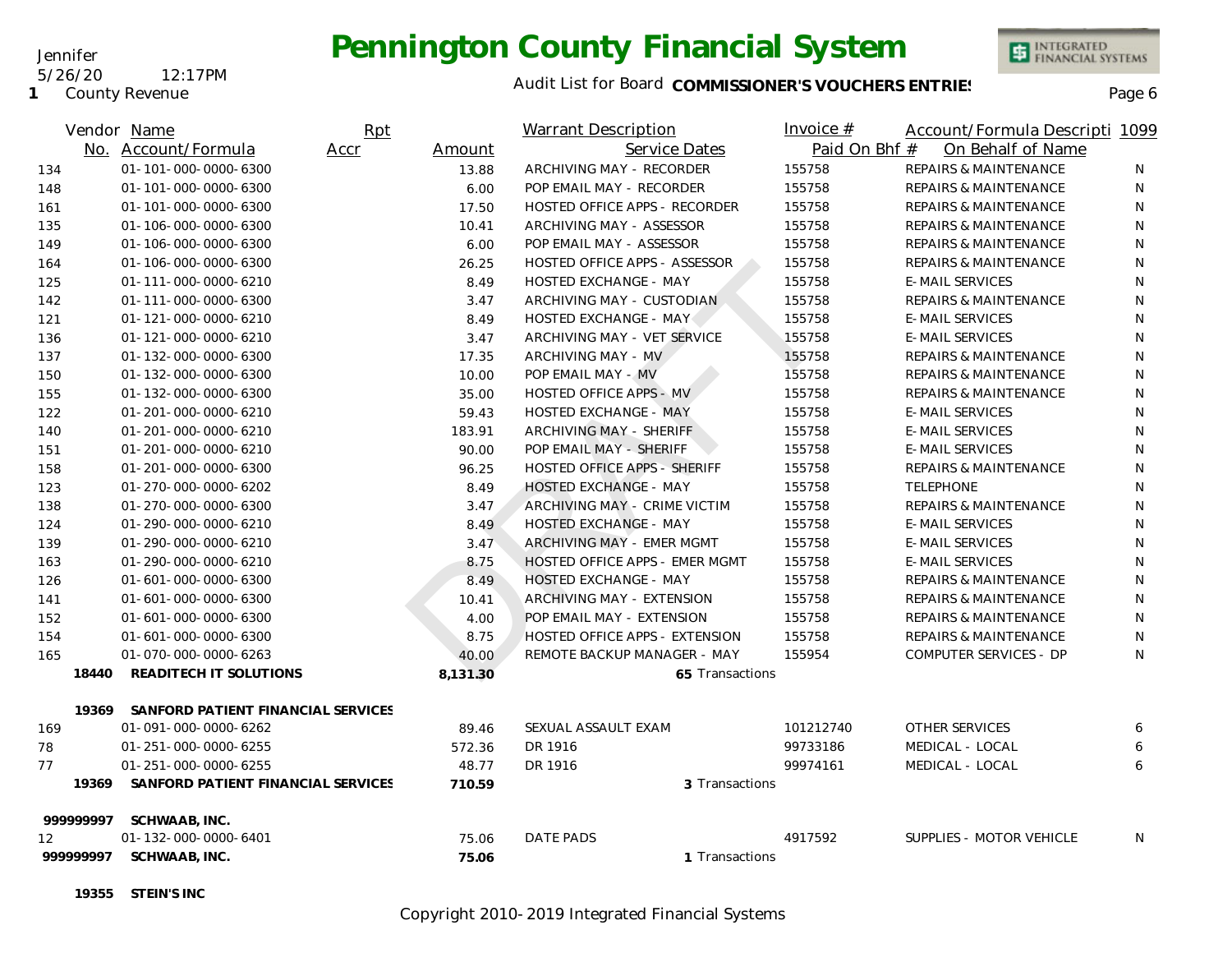# Pennington County Financial System

Jennifer
5/26/20 12:17PM
1 County Revenue

Audit List for Board **COMMISSIONER'S VOUCHERS ENTRIES**

| Vendor No. | Name / Account/Formula | Rpt Accr | Amount | Warrant Description / Service Dates | Invoice # / Paid On Bhf # | Account/Formula Description / On Behalf of Name | 1099 |
|---|---|---|---|---|---|---|---|
| 134 | 01-101-000-0000-6300 | | 13.88 | ARCHIVING MAY - RECORDER | 155758 | REPAIRS & MAINTENANCE | N |
| 148 | 01-101-000-0000-6300 | | 6.00 | POP EMAIL MAY - RECORDER | 155758 | REPAIRS & MAINTENANCE | N |
| 161 | 01-101-000-0000-6300 | | 17.50 | HOSTED OFFICE APPS - RECORDER | 155758 | REPAIRS & MAINTENANCE | N |
| 135 | 01-106-000-0000-6300 | | 10.41 | ARCHIVING MAY - ASSESSOR | 155758 | REPAIRS & MAINTENANCE | N |
| 149 | 01-106-000-0000-6300 | | 6.00 | POP EMAIL MAY - ASSESSOR | 155758 | REPAIRS & MAINTENANCE | N |
| 164 | 01-106-000-0000-6300 | | 26.25 | HOSTED OFFICE APPS - ASSESSOR | 155758 | REPAIRS & MAINTENANCE | N |
| 125 | 01-111-000-0000-6210 | | 8.49 | HOSTED EXCHANGE - MAY | 155758 | E-MAIL SERVICES | N |
| 142 | 01-111-000-0000-6300 | | 3.47 | ARCHIVING MAY - CUSTODIAN | 155758 | REPAIRS & MAINTENANCE | N |
| 121 | 01-121-000-0000-6210 | | 8.49 | HOSTED EXCHANGE - MAY | 155758 | E-MAIL SERVICES | N |
| 136 | 01-121-000-0000-6210 | | 3.47 | ARCHIVING MAY - VET SERVICE | 155758 | E-MAIL SERVICES | N |
| 137 | 01-132-000-0000-6300 | | 17.35 | ARCHIVING MAY - MV | 155758 | REPAIRS & MAINTENANCE | N |
| 150 | 01-132-000-0000-6300 | | 10.00 | POP EMAIL MAY - MV | 155758 | REPAIRS & MAINTENANCE | N |
| 155 | 01-132-000-0000-6300 | | 35.00 | HOSTED OFFICE APPS - MV | 155758 | REPAIRS & MAINTENANCE | N |
| 122 | 01-201-000-0000-6210 | | 59.43 | HOSTED EXCHANGE - MAY | 155758 | E-MAIL SERVICES | N |
| 140 | 01-201-000-0000-6210 | | 183.91 | ARCHIVING MAY - SHERIFF | 155758 | E-MAIL SERVICES | N |
| 151 | 01-201-000-0000-6210 | | 90.00 | POP EMAIL MAY - SHERIFF | 155758 | E-MAIL SERVICES | N |
| 158 | 01-201-000-0000-6300 | | 96.25 | HOSTED OFFICE APPS - SHERIFF | 155758 | REPAIRS & MAINTENANCE | N |
| 123 | 01-270-000-0000-6202 | | 8.49 | HOSTED EXCHANGE - MAY | 155758 | TELEPHONE | N |
| 138 | 01-270-000-0000-6300 | | 3.47 | ARCHIVING MAY - CRIME VICTIM | 155758 | REPAIRS & MAINTENANCE | N |
| 124 | 01-290-000-0000-6210 | | 8.49 | HOSTED EXCHANGE - MAY | 155758 | E-MAIL SERVICES | N |
| 139 | 01-290-000-0000-6210 | | 3.47 | ARCHIVING MAY - EMER MGMT | 155758 | E-MAIL SERVICES | N |
| 163 | 01-290-000-0000-6210 | | 8.75 | HOSTED OFFICE APPS - EMER MGMT | 155758 | E-MAIL SERVICES | N |
| 126 | 01-601-000-0000-6300 | | 8.49 | HOSTED EXCHANGE - MAY | 155758 | REPAIRS & MAINTENANCE | N |
| 141 | 01-601-000-0000-6300 | | 10.41 | ARCHIVING MAY - EXTENSION | 155758 | REPAIRS & MAINTENANCE | N |
| 152 | 01-601-000-0000-6300 | | 4.00 | POP EMAIL MAY - EXTENSION | 155758 | REPAIRS & MAINTENANCE | N |
| 154 | 01-601-000-0000-6300 | | 8.75 | HOSTED OFFICE APPS - EXTENSION | 155758 | REPAIRS & MAINTENANCE | N |
| 165 | 01-070-000-0000-6263 | | 40.00 | REMOTE BACKUP MANAGER - MAY | 155954 | COMPUTER SERVICES - DP | N |
| **18440** | **READITECH IT SOLUTIONS** | | **8,131.30** | 65 Transactions | | | |
| **19369** | **SANFORD PATIENT FINANCIAL SERVICES** | | | | | | |
| 169 | 01-091-000-0000-6262 | | 89.46 | SEXUAL ASSAULT EXAM | 101212740 | OTHER SERVICES | 6 |
| 78 | 01-251-000-0000-6255 | | 572.36 | DR 1916 | 99733186 | MEDICAL - LOCAL | 6 |
| 77 | 01-251-000-0000-6255 | | 48.77 | DR 1916 | 99974161 | MEDICAL - LOCAL | 6 |
| **19369** | **SANFORD PATIENT FINANCIAL SERVICES** | | **710.59** | 3 Transactions | | | |
| **999999997** | **SCHWAAB, INC.** | | | | | | |
| 12 | 01-132-000-0000-6401 | | 75.06 | DATE PADS | 4917592 | SUPPLIES - MOTOR VEHICLE | N |
| **999999997** | **SCHWAAB, INC.** | | **75.06** | 1 Transactions | | | |
| **19355** | **STEIN'S INC** | | | | | | |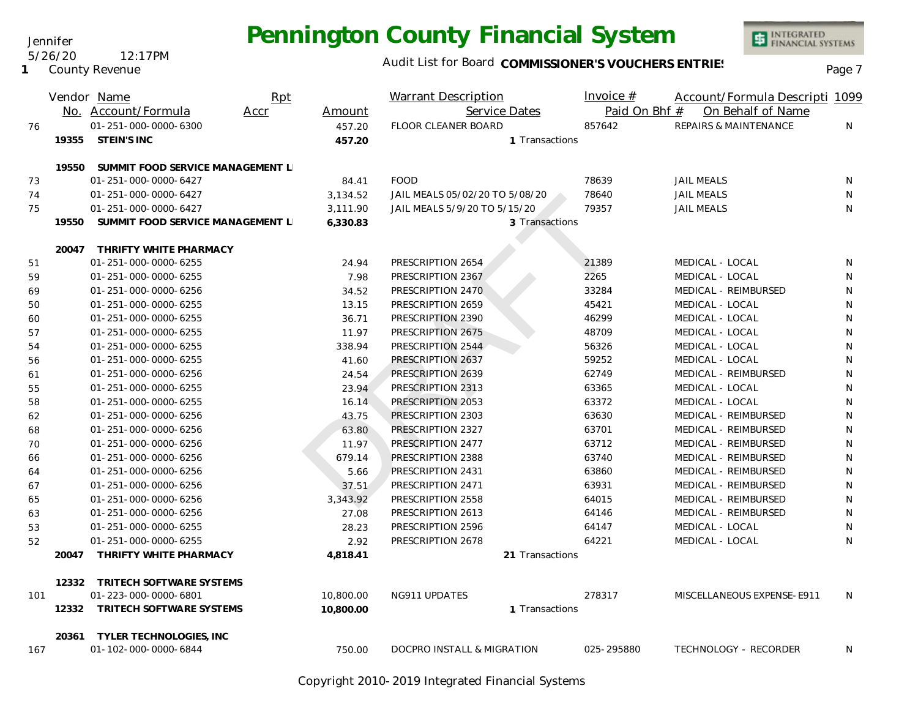| | Vendor No. | Name / Account/Formula | Rpt Accr | Amount | Warrant Description / Service Dates | Invoice # / Paid On Bhf # | Account/Formula Descripti / On Behalf of Name | 1099 |
|---|---|---|---|---|---|---|---|---|
| 76 | | 01-251-000-0000-6300 | | 457.20 | FLOOR CLEANER BOARD | 857642 | REPAIRS & MAINTENANCE | N |
| | 19355 | **STEIN'S INC** | | **457.20** | 1 Transactions | | | |
| | 19550 | **SUMMIT FOOD SERVICE MANAGEMENT L** | | | | | | |
| 73 | | 01-251-000-0000-6427 | | 84.41 | FOOD | 78639 | JAIL MEALS | N |
| 74 | | 01-251-000-0000-6427 | | 3,134.52 | JAIL MEALS 05/02/20 TO 5/08/20 | 78640 | JAIL MEALS | N |
| 75 | | 01-251-000-0000-6427 | | 3,111.90 | JAIL MEALS 5/9/20 TO 5/15/20 | 79357 | JAIL MEALS | N |
| | 19550 | **SUMMIT FOOD SERVICE MANAGEMENT L** | | **6,330.83** | 3 Transactions | | | |
| | 20047 | **THRIFTY WHITE PHARMACY** | | | | | | |
| 51 | | 01-251-000-0000-6255 | | 24.94 | PRESCRIPTION 2654 | 21389 | MEDICAL - LOCAL | N |
| 59 | | 01-251-000-0000-6255 | | 7.98 | PRESCRIPTION 2367 | 2265 | MEDICAL - LOCAL | N |
| 69 | | 01-251-000-0000-6256 | | 34.52 | PRESCRIPTION 2470 | 33284 | MEDICAL - REIMBURSED | N |
| 50 | | 01-251-000-0000-6255 | | 13.15 | PRESCRIPTION 2659 | 45421 | MEDICAL - LOCAL | N |
| 60 | | 01-251-000-0000-6255 | | 36.71 | PRESCRIPTION 2390 | 46299 | MEDICAL - LOCAL | N |
| 57 | | 01-251-000-0000-6255 | | 11.97 | PRESCRIPTION 2675 | 48709 | MEDICAL - LOCAL | N |
| 54 | | 01-251-000-0000-6255 | | 338.94 | PRESCRIPTION 2544 | 56326 | MEDICAL - LOCAL | N |
| 56 | | 01-251-000-0000-6255 | | 41.60 | PRESCRIPTION 2637 | 59252 | MEDICAL - LOCAL | N |
| 61 | | 01-251-000-0000-6256 | | 24.54 | PRESCRIPTION 2639 | 62749 | MEDICAL - REIMBURSED | N |
| 55 | | 01-251-000-0000-6255 | | 23.94 | PRESCRIPTION 2313 | 63365 | MEDICAL - LOCAL | N |
| 58 | | 01-251-000-0000-6255 | | 16.14 | PRESCRIPTION 2053 | 63372 | MEDICAL - LOCAL | N |
| 62 | | 01-251-000-0000-6256 | | 43.75 | PRESCRIPTION 2303 | 63630 | MEDICAL - REIMBURSED | N |
| 68 | | 01-251-000-0000-6256 | | 63.80 | PRESCRIPTION 2327 | 63701 | MEDICAL - REIMBURSED | N |
| 70 | | 01-251-000-0000-6256 | | 11.97 | PRESCRIPTION 2477 | 63712 | MEDICAL - REIMBURSED | N |
| 66 | | 01-251-000-0000-6256 | | 679.14 | PRESCRIPTION 2388 | 63740 | MEDICAL - REIMBURSED | N |
| 64 | | 01-251-000-0000-6256 | | 5.66 | PRESCRIPTION 2431 | 63860 | MEDICAL - REIMBURSED | N |
| 67 | | 01-251-000-0000-6256 | | 37.51 | PRESCRIPTION 2471 | 63931 | MEDICAL - REIMBURSED | N |
| 65 | | 01-251-000-0000-6256 | | 3,343.92 | PRESCRIPTION 2558 | 64015 | MEDICAL - REIMBURSED | N |
| 63 | | 01-251-000-0000-6256 | | 27.08 | PRESCRIPTION 2613 | 64146 | MEDICAL - REIMBURSED | N |
| 53 | | 01-251-000-0000-6255 | | 28.23 | PRESCRIPTION 2596 | 64147 | MEDICAL - LOCAL | N |
| 52 | | 01-251-000-0000-6255 | | 2.92 | PRESCRIPTION 2678 | 64221 | MEDICAL - LOCAL | N |
| | 20047 | **THRIFTY WHITE PHARMACY** | | **4,818.41** | 21 Transactions | | | |
| | 12332 | **TRITECH SOFTWARE SYSTEMS** | | | | | | |
| 101 | | 01-223-000-0000-6801 | | 10,800.00 | NG911 UPDATES | 278317 | MISCELLANEOUS EXPENSE-E911 | N |
| | 12332 | **TRITECH SOFTWARE SYSTEMS** | | **10,800.00** | 1 Transactions | | | |
| | 20361 | **TYLER TECHNOLOGIES, INC** | | | | | | |
| 167 | | 01-102-000-0000-6844 | | 750.00 | DOCPRO INSTALL & MIGRATION | 025-295880 | TECHNOLOGY - RECORDER | N |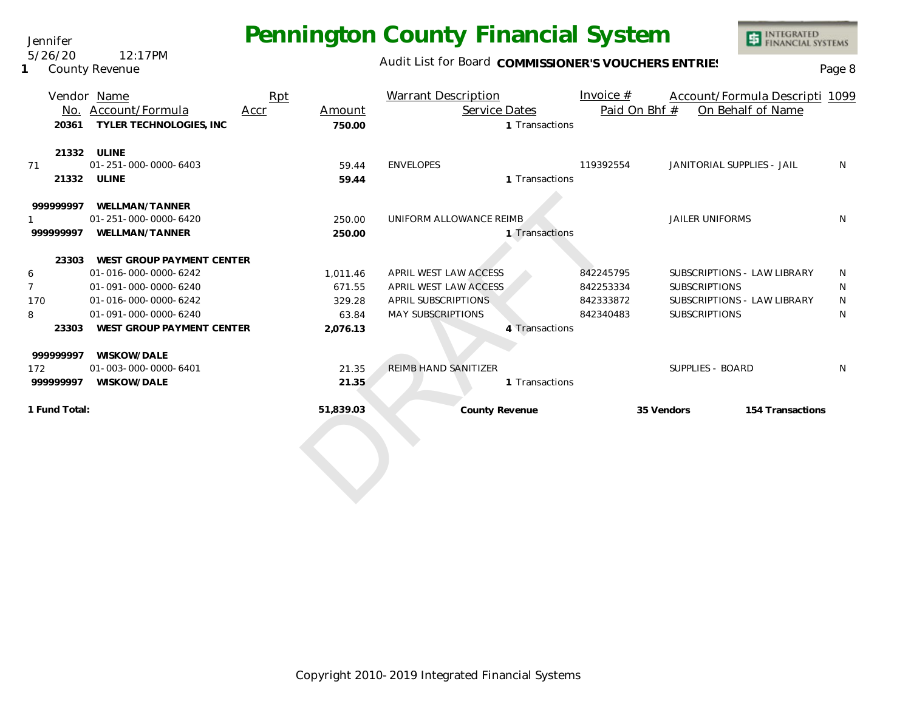| Vendor No. | Name Account/Formula | Rpt Accr | Amount | Warrant Description | Service Dates | Invoice # Paid On Bhf # | Account/Formula Descripti On Behalf of Name | 1099 |
|---|---|---|---|---|---|---|---|---|
| 20361 | **TYLER TECHNOLOGIES, INC** | | **750.00** | | 1 Transactions | | | |
| 21332 | **ULINE** | | | | | | | |
| 71 | 01-251-000-0000-6403 | | 59.44 | ENVELOPES | | 119392554 | JANITORIAL SUPPLIES - JAIL | N |
| 21332 | **ULINE** | | **59.44** | | 1 Transactions | | | |
| 999999997 | **WELLMAN/TANNER** | | | | | | | |
| 1 | 01-251-000-0000-6420 | | 250.00 | UNIFORM ALLOWANCE REIMB | | | JAILER UNIFORMS | N |
| 999999997 | **WELLMAN/TANNER** | | **250.00** | | 1 Transactions | | | |
| 23303 | **WEST GROUP PAYMENT CENTER** | | | | | | | |
| 6 | 01-016-000-0000-6242 | | 1,011.46 | APRIL WEST LAW ACCESS | | 842245795 | SUBSCRIPTIONS - LAW LIBRARY | N |
| 7 | 01-091-000-0000-6240 | | 671.55 | APRIL WEST LAW ACCESS | | 842253334 | SUBSCRIPTIONS | N |
| 170 | 01-016-000-0000-6242 | | 329.28 | APRIL SUBSCRIPTIONS | | 842333872 | SUBSCRIPTIONS - LAW LIBRARY | N |
| 8 | 01-091-000-0000-6240 | | 63.84 | MAY SUBSCRIPTIONS | | 842340483 | SUBSCRIPTIONS | N |
| 23303 | **WEST GROUP PAYMENT CENTER** | | **2,076.13** | | 4 Transactions | | | |
| 999999997 | **WISKOW/DALE** | | | | | | | |
| 172 | 01-003-000-0000-6401 | | 21.35 | REIMB HAND SANITIZER | | | SUPPLIES - BOARD | N |
| 999999997 | **WISKOW/DALE** | | **21.35** | | 1 Transactions | | | |
| **1 Fund Total:** | | | **51,839.03** | **County Revenue** | | **35 Vendors** | **154 Transactions** | |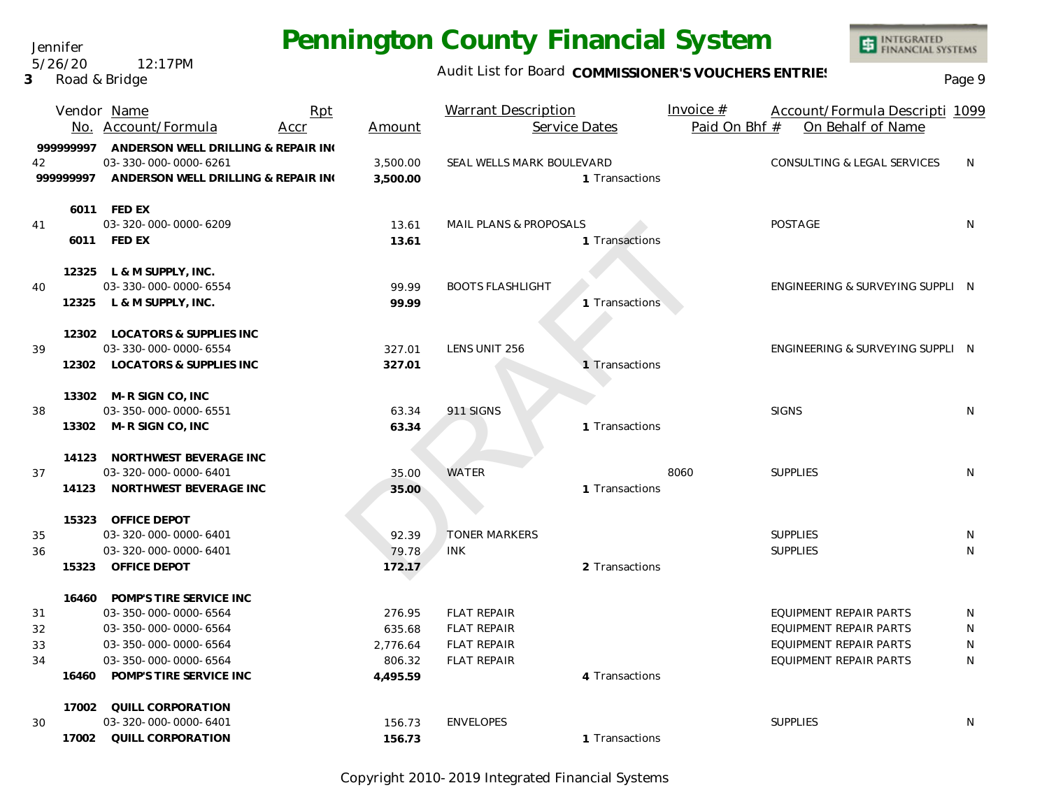Jennifer
5/26/20 12:17PM
3 Road & Bridge

# Pennington County Financial System

Audit List for Board **COMMISSIONER'S VOUCHERS ENTRIES**

| Vendor No. | Name / Account/Formula | Rpt Accr | Amount | Warrant Description / Service Dates | Invoice # / Paid On Bhf # | Account/Formula Description / On Behalf of Name | 1099 |
|---|---|---|---|---|---|---|---|
| 999999997 | **ANDERSON WELL DRILLING & REPAIR IN(** | | | | | | |
| 42 | 03-330-000-0000-6261 | | 3,500.00 | SEAL WELLS MARK BOULEVARD | | CONSULTING & LEGAL SERVICES | N |
| 999999997 | **ANDERSON WELL DRILLING & REPAIR IN(** | | **3,500.00** | 1 Transactions | | | |
| 6011 | **FED EX** | | | | | | |
| 41 | 03-320-000-0000-6209 | | 13.61 | MAIL PLANS & PROPOSALS | | POSTAGE | N |
| 6011 | **FED EX** | | **13.61** | 1 Transactions | | | |
| 12325 | **L & M SUPPLY, INC.** | | | | | | |
| 40 | 03-330-000-0000-6554 | | 99.99 | BOOTS FLASHLIGHT | | ENGINEERING & SURVEYING SUPPLI | N |
| 12325 | **L & M SUPPLY, INC.** | | **99.99** | 1 Transactions | | | |
| 12302 | **LOCATORS & SUPPLIES INC** | | | | | | |
| 39 | 03-330-000-0000-6554 | | 327.01 | LENS UNIT 256 | | ENGINEERING & SURVEYING SUPPLI | N |
| 12302 | **LOCATORS & SUPPLIES INC** | | **327.01** | 1 Transactions | | | |
| 13302 | **M-R SIGN CO, INC** | | | | | | |
| 38 | 03-350-000-0000-6551 | | 63.34 | 911 SIGNS | | SIGNS | N |
| 13302 | **M-R SIGN CO, INC** | | **63.34** | 1 Transactions | | | |
| 14123 | **NORTHWEST BEVERAGE INC** | | | | | | |
| 37 | 03-320-000-0000-6401 | | 35.00 | WATER | 8060 | SUPPLIES | N |
| 14123 | **NORTHWEST BEVERAGE INC** | | **35.00** | 1 Transactions | | | |
| 15323 | **OFFICE DEPOT** | | | | | | |
| 35 | 03-320-000-0000-6401 | | 92.39 | TONER MARKERS | | SUPPLIES | N |
| 36 | 03-320-000-0000-6401 | | 79.78 | INK | | SUPPLIES | N |
| 15323 | **OFFICE DEPOT** | | **172.17** | 2 Transactions | | | |
| 16460 | **POMP'S TIRE SERVICE INC** | | | | | | |
| 31 | 03-350-000-0000-6564 | | 276.95 | FLAT REPAIR | | EQUIPMENT REPAIR PARTS | N |
| 32 | 03-350-000-0000-6564 | | 635.68 | FLAT REPAIR | | EQUIPMENT REPAIR PARTS | N |
| 33 | 03-350-000-0000-6564 | | 2,776.64 | FLAT REPAIR | | EQUIPMENT REPAIR PARTS | N |
| 34 | 03-350-000-0000-6564 | | 806.32 | FLAT REPAIR | | EQUIPMENT REPAIR PARTS | N |
| 16460 | **POMP'S TIRE SERVICE INC** | | **4,495.59** | 4 Transactions | | | |
| 17002 | **QUILL CORPORATION** | | | | | | |
| 30 | 03-320-000-0000-6401 | | 156.73 | ENVELOPES | | SUPPLIES | N |
| 17002 | **QUILL CORPORATION** | | **156.73** | 1 Transactions | | | |

Copyright 2010-2019 Integrated Financial Systems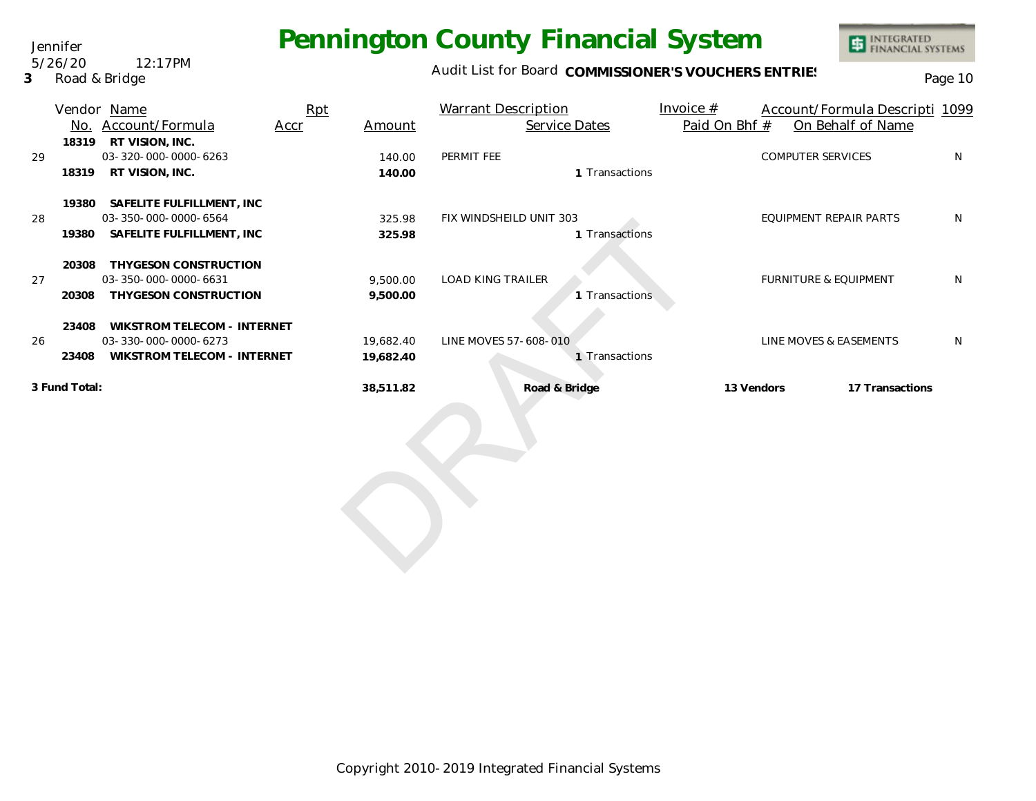Jennifer
5/26/20 12:17PM
**3** Road & Bridge

# Pennington County Financial System

Audit List for Board **COMMISSIONER'S VOUCHERS ENTRIES**

| | Vendor No. | Name / Account/Formula | Rpt Accr | Amount | Warrant Description | Service Dates | Invoice # / Paid On Bhf # | Account/Formula Descripti / On Behalf of Name | 1099 |
|---|---|---|---|---|---|---|---|---|---|
| | **18319** | **RT VISION, INC.** | | | | | | | |
| 29 | | 03-320-000-0000-6263 | | 140.00 | PERMIT FEE | | | COMPUTER SERVICES | N |
| | **18319** | **RT VISION, INC.** | | **140.00** | | 1 Transactions | | | |
| | **19380** | **SAFELITE FULFILLMENT, INC** | | | | | | | |
| 28 | | 03-350-000-0000-6564 | | 325.98 | FIX WINDSHEILD UNIT 303 | | | EQUIPMENT REPAIR PARTS | N |
| | **19380** | **SAFELITE FULFILLMENT, INC** | | **325.98** | | 1 Transactions | | | |
| | **20308** | **THYGESON CONSTRUCTION** | | | | | | | |
| 27 | | 03-350-000-0000-6631 | | 9,500.00 | LOAD KING TRAILER | | | FURNITURE & EQUIPMENT | N |
| | **20308** | **THYGESON CONSTRUCTION** | | **9,500.00** | | 1 Transactions | | | |
| | **23408** | **WIKSTROM TELECOM - INTERNET** | | | | | | | |
| 26 | | 03-330-000-0000-6273 | | 19,682.40 | LINE MOVES 57-608-010 | | | LINE MOVES & EASEMENTS | N |
| | **23408** | **WIKSTROM TELECOM - INTERNET** | | **19,682.40** | | 1 Transactions | | | |
| **3 Fund Total:** | | | | **38,511.82** | **Road & Bridge** | | **13 Vendors** | **17 Transactions** | |

DRAFT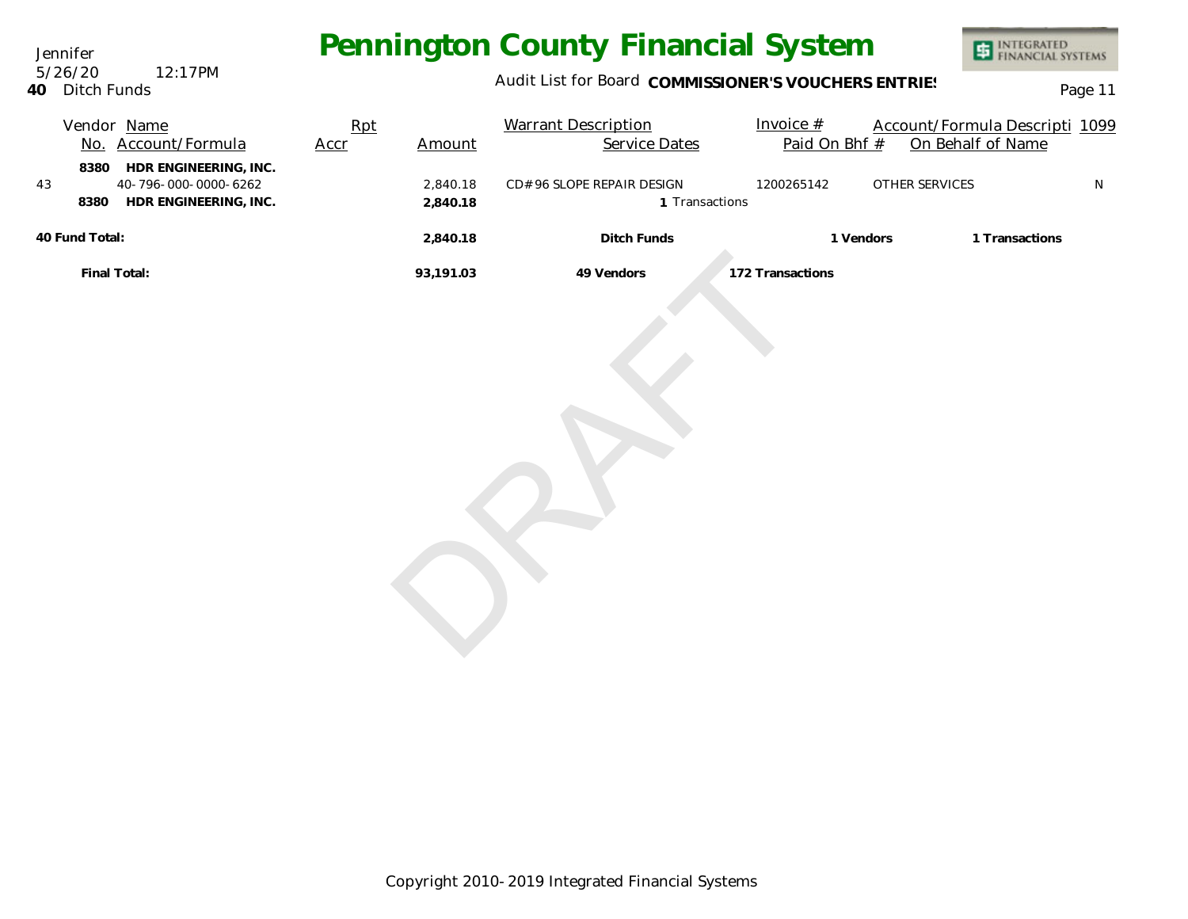Jennifer
5/26/20 12:17PM

**40** Ditch Funds

# Pennington County Financial System

Audit List for Board **COMMISSIONER'S VOUCHERS ENTRIES**

| | Vendor No. | Name / Account/Formula | Rpt Accr | Amount | Warrant Description / Service Dates | Invoice # / Paid On Bhf # | Account/Formula Descripti / On Behalf of Name | 1099 |
|---|---|---|---|---|---|---|---|---|
| | **8380** | **HDR ENGINEERING, INC.** | | | | | | |
| 43 | | 40-796-000-0000-6262 | | 2,840.18 | CD#96 SLOPE REPAIR DESIGN | 1200265142 | OTHER SERVICES | N |
| | **8380** | **HDR ENGINEERING, INC.** | | **2,840.18** | **1** Transactions | | | |
| **40 Fund Total:** | | | | **2,840.18** | **Ditch Funds** | **1 Vendors** | **1 Transactions** | |
| | | **Final Total:** | | **93,191.03** | **49 Vendors** | **172 Transactions** | | |

DRAFT

Copyright 2010-2019 Integrated Financial Systems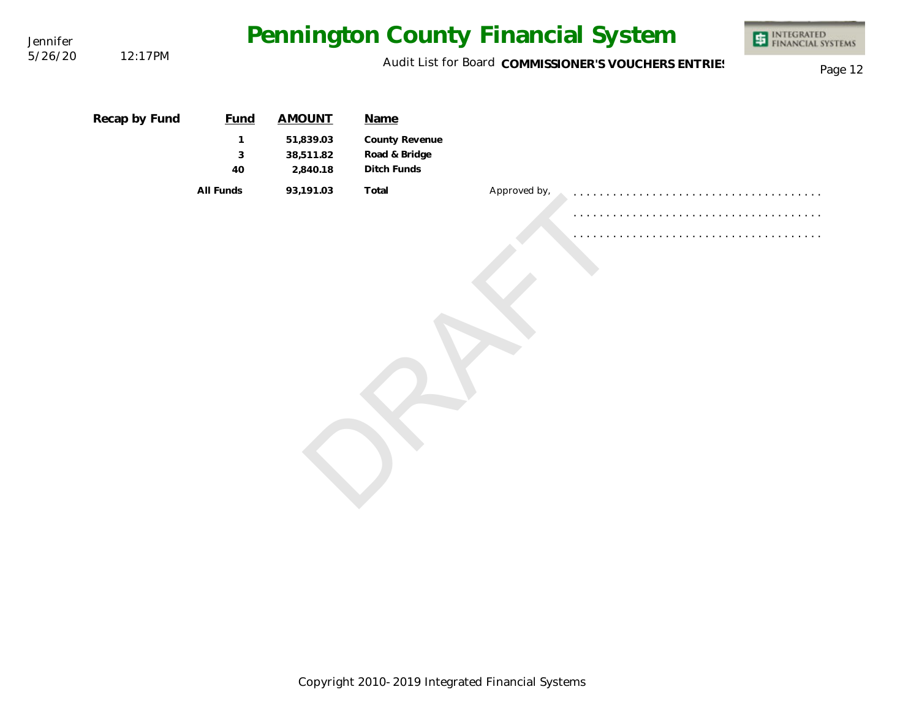**Recap by Fund**

| Fund | AMOUNT | Name |
|---|---|---|
| 1 | 51,839.03 | County Revenue |
| 3 | 38,511.82 | Road & Bridge |
| 40 | 2,840.18 | Ditch Funds |
| All Funds | 93,191.03 | Total |

Approved by,

. . . . . . . . . . . . . . . . . . . . . . . . . . . . . . . . . . . . .

. . . . . . . . . . . . . . . . . . . . . . . . . . . . . . . . . . . . .

. . . . . . . . . . . . . . . . . . . . . . . . . . . . . . . . . . . . .

DRAFT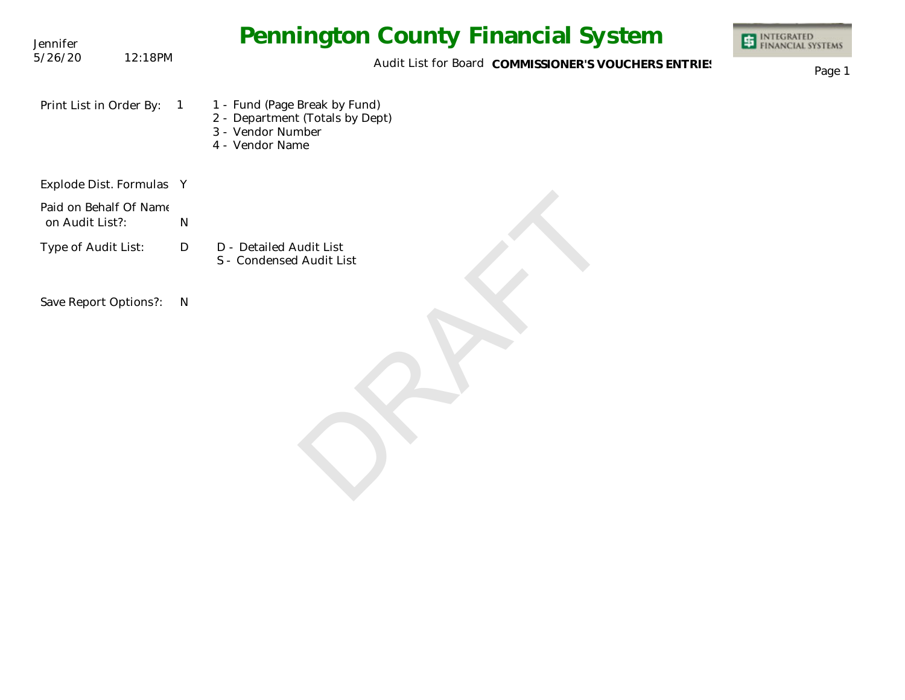# Pennington County Financial System

Audit List for Board **COMMISSIONER'S VOUCHERS ENTRIES**

Jennifer
5/26/20 12:18PM

Print List in Order By: 1

1 - Fund (Page Break by Fund)
2 - Department (Totals by Dept)
3 - Vendor Number
4 - Vendor Name

Explode Dist. Formulas Y

Paid on Behalf Of Name on Audit List?: N

Type of Audit List: D

D - Detailed Audit List
S - Condensed Audit List

Save Report Options?: N

DRAFT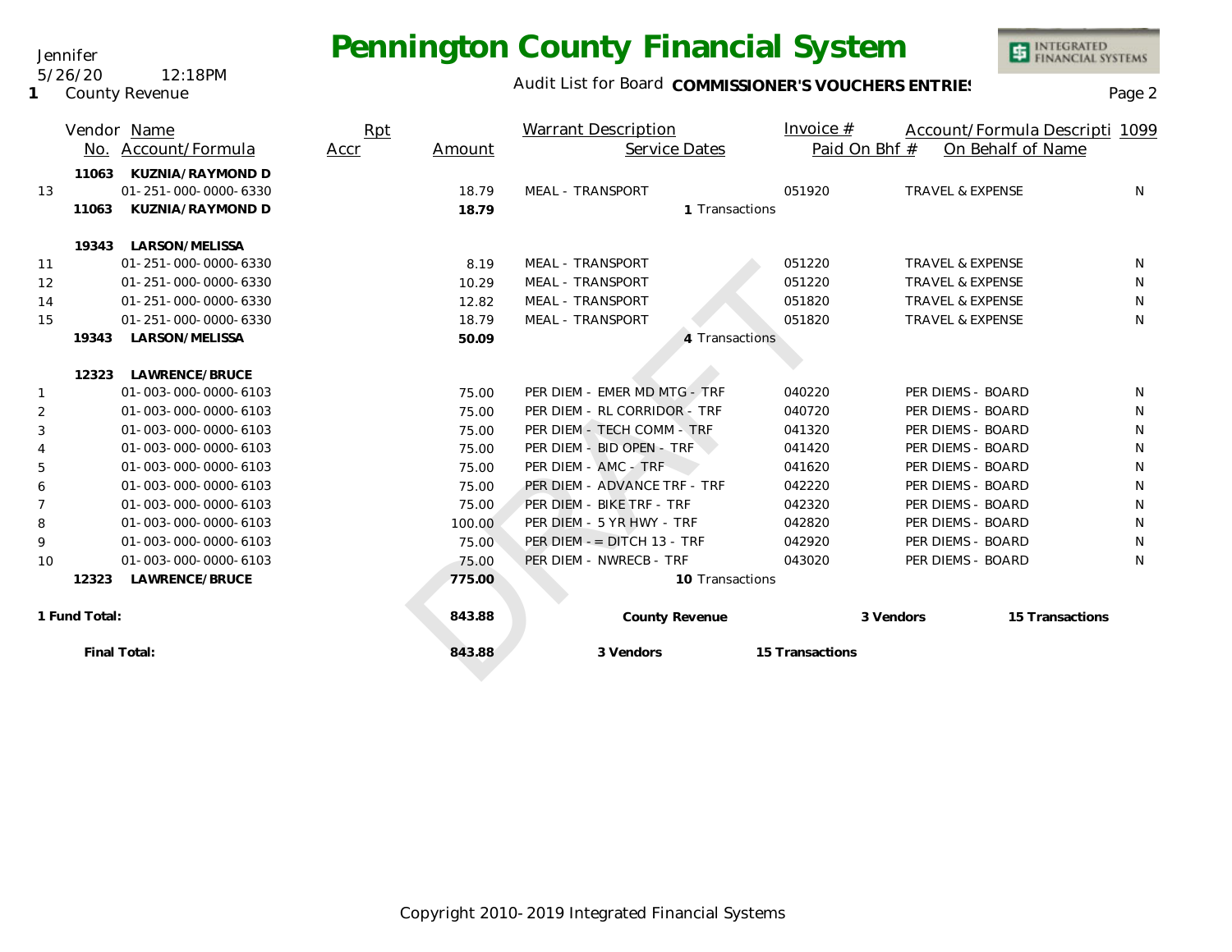Jennifer
5/26/20 12:18PM
**1** County Revenue

# Pennington County Financial System

Audit List for Board **COMMISSIONER'S VOUCHERS ENTRIES**

| | Vendor No. | Name / Account/Formula | Rpt Accr | Amount | Warrant Description / Service Dates | Invoice # / Paid On Bhf # | Account/Formula Descripti / On Behalf of Name | 1099 |
|---|---|---|---|---|---|---|---|---|
| | **11063** | **KUZNIA/RAYMOND D** | | | | | | |
| 13 | | 01-251-000-0000-6330 | | 18.79 | MEAL - TRANSPORT | 051920 | TRAVEL & EXPENSE | N |
| | **11063** | **KUZNIA/RAYMOND D** | | **18.79** | 1 Transactions | | | |
| | **19343** | **LARSON/MELISSA** | | | | | | |
| 11 | | 01-251-000-0000-6330 | | 8.19 | MEAL - TRANSPORT | 051220 | TRAVEL & EXPENSE | N |
| 12 | | 01-251-000-0000-6330 | | 10.29 | MEAL - TRANSPORT | 051220 | TRAVEL & EXPENSE | N |
| 14 | | 01-251-000-0000-6330 | | 12.82 | MEAL - TRANSPORT | 051820 | TRAVEL & EXPENSE | N |
| 15 | | 01-251-000-0000-6330 | | 18.79 | MEAL - TRANSPORT | 051820 | TRAVEL & EXPENSE | N |
| | **19343** | **LARSON/MELISSA** | | **50.09** | 4 Transactions | | | |
| | **12323** | **LAWRENCE/BRUCE** | | | | | | |
| 1 | | 01-003-000-0000-6103 | | 75.00 | PER DIEM - EMER MD MTG - TRF | 040220 | PER DIEMS - BOARD | N |
| 2 | | 01-003-000-0000-6103 | | 75.00 | PER DIEM - RL CORRIDOR - TRF | 040720 | PER DIEMS - BOARD | N |
| 3 | | 01-003-000-0000-6103 | | 75.00 | PER DIEM - TECH COMM - TRF | 041320 | PER DIEMS - BOARD | N |
| 4 | | 01-003-000-0000-6103 | | 75.00 | PER DIEM - BID OPEN - TRF | 041420 | PER DIEMS - BOARD | N |
| 5 | | 01-003-000-0000-6103 | | 75.00 | PER DIEM - AMC - TRF | 041620 | PER DIEMS - BOARD | N |
| 6 | | 01-003-000-0000-6103 | | 75.00 | PER DIEM - ADVANCE TRF - TRF | 042220 | PER DIEMS - BOARD | N |
| 7 | | 01-003-000-0000-6103 | | 75.00 | PER DIEM - BIKE TRF - TRF | 042320 | PER DIEMS - BOARD | N |
| 8 | | 01-003-000-0000-6103 | | 100.00 | PER DIEM - 5 YR HWY - TRF | 042820 | PER DIEMS - BOARD | N |
| 9 | | 01-003-000-0000-6103 | | 75.00 | PER DIEM - = DITCH 13 - TRF | 042920 | PER DIEMS - BOARD | N |
| 10 | | 01-003-000-0000-6103 | | 75.00 | PER DIEM - NWRECB - TRF | 043020 | PER DIEMS - BOARD | N |
| | **12323** | **LAWRENCE/BRUCE** | | **775.00** | 10 Transactions | | | |
| **1 Fund Total:** | | | | **843.88** | **County Revenue** | **3 Vendors** | **15 Transactions** | |
| | **Final Total:** | | | **843.88** | **3 Vendors** | **15 Transactions** | | |

Copyright 2010-2019 Integrated Financial Systems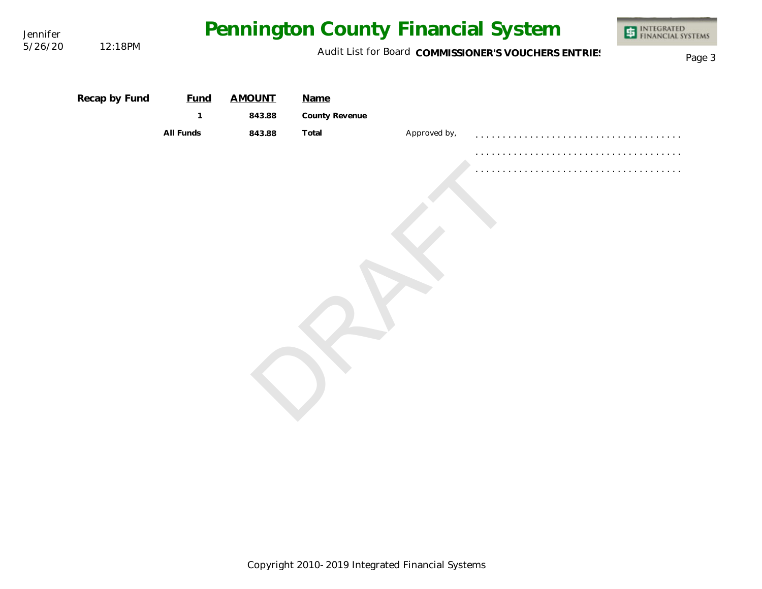| Recap by Fund | Fund | AMOUNT | Name |
|---|---|---|---|
| | 1 | 843.88 | County Revenue |
| | All Funds | 843.88 | Total |

Approved by, ....................................

....................................

....................................

DRAFT